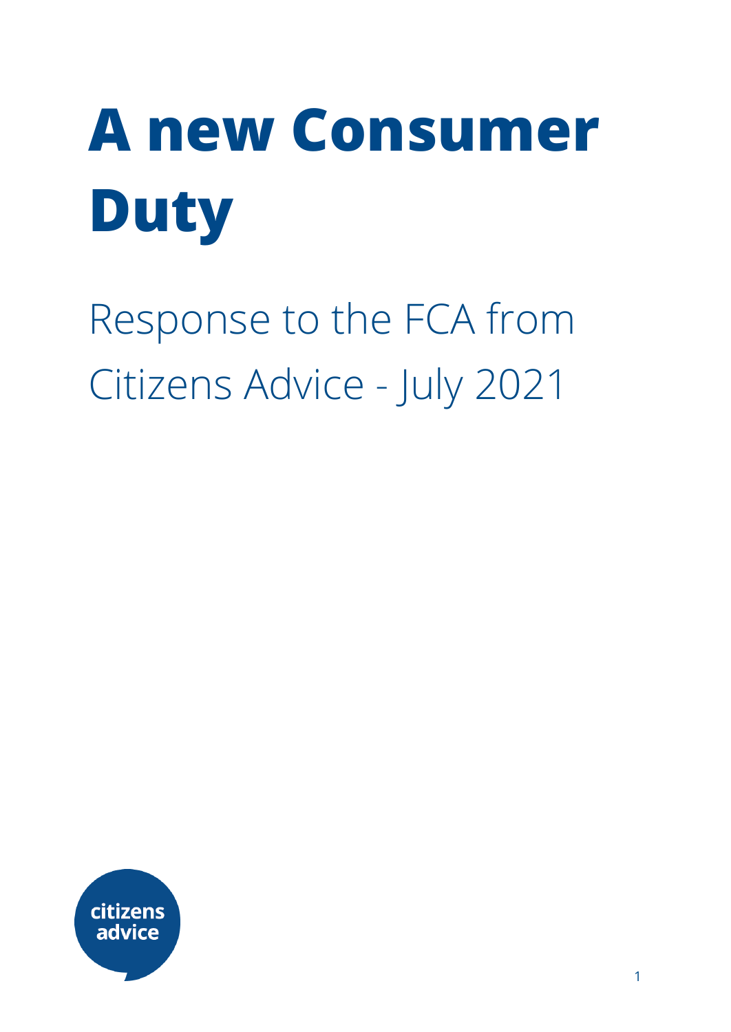# A new Consumer Duty

Response to the FCA from Citizens Advice - July 2021

citizens advice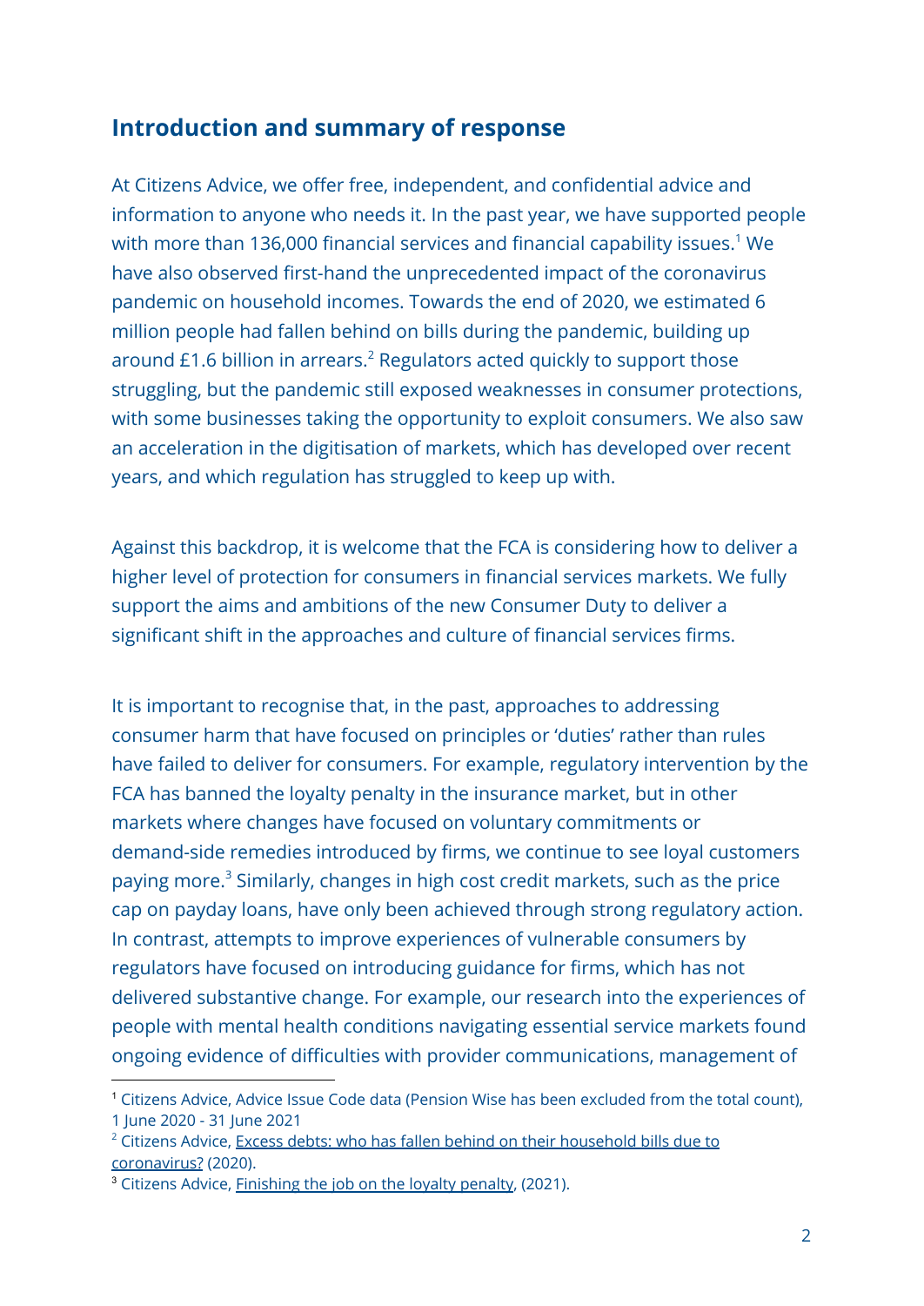## Introduction and summary of response

At Citizens Advice, we offer free, independent, and confidential advice and information to anyone who needs it. In the past year, we have supported people with more than 136,000 financial services and financial capability issues.[1] We have also observed first-hand the unprecedented impact of the coronavirus pandemic on household incomes. Towards the end of 2020, we estimated 6 million people had fallen behind on bills during the pandemic, building up around £1.6 billion in arrears.[2] Regulators acted quickly to support those struggling, but the pandemic still exposed weaknesses in consumer protections, with some businesses taking the opportunity to exploit consumers. We also saw an acceleration in the digitisation of markets, which has developed over recent years, and which regulation has struggled to keep up with.

Against this backdrop, it is welcome that the FCA is considering how to deliver a higher level of protection for consumers in financial services markets. We fully support the aims and ambitions of the new Consumer Duty to deliver a significant shift in the approaches and culture of financial services firms.

It is important to recognise that, in the past, approaches to addressing consumer harm that have focused on principles or 'duties' rather than rules have failed to deliver for consumers. For example, regulatory intervention by the FCA has banned the loyalty penalty in the insurance market, but in other markets where changes have focused on voluntary commitments or demand-side remedies introduced by firms, we continue to see loyal customers paying more.[3] Similarly, changes in high cost credit markets, such as the price cap on payday loans, have only been achieved through strong regulatory action. In contrast, attempts to improve experiences of vulnerable consumers by regulators have focused on introducing guidance for firms, which has not delivered substantive change. For example, our research into the experiences of people with mental health conditions navigating essential service markets found ongoing evidence of difficulties with provider communications, management of

---

[1] Citizens Advice, Advice Issue Code data (Pension Wise has been excluded from the total count), 1 June 2020 - 31 June 2021

[2] Citizens Advice, Excess debts: who has fallen behind on their household bills due to coronavirus? (2020).

[3] Citizens Advice, Finishing the job on the loyalty penalty, (2021).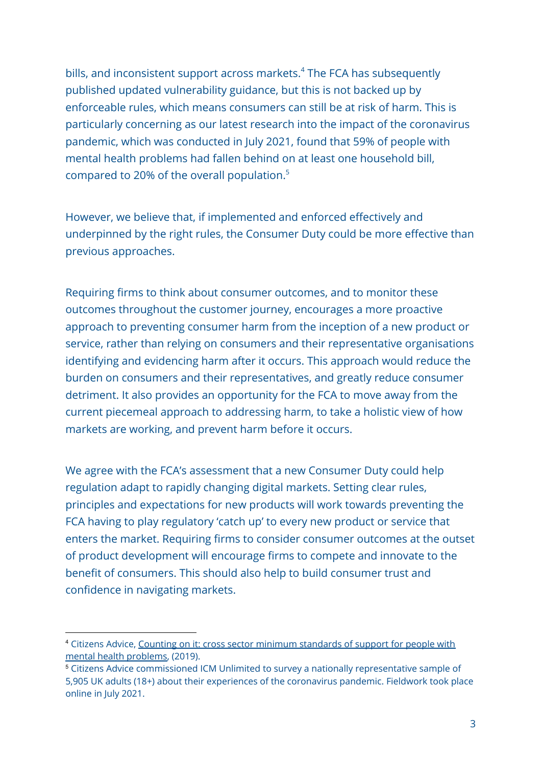bills, and inconsistent support across markets.[4] The FCA has subsequently published updated vulnerability guidance, but this is not backed up by enforceable rules, which means consumers can still be at risk of harm. This is particularly concerning as our latest research into the impact of the coronavirus pandemic, which was conducted in July 2021, found that 59% of people with mental health problems had fallen behind on at least one household bill, compared to 20% of the overall population.[5]

However, we believe that, if implemented and enforced effectively and underpinned by the right rules, the Consumer Duty could be more effective than previous approaches.

Requiring firms to think about consumer outcomes, and to monitor these outcomes throughout the customer journey, encourages a more proactive approach to preventing consumer harm from the inception of a new product or service, rather than relying on consumers and their representative organisations identifying and evidencing harm after it occurs. This approach would reduce the burden on consumers and their representatives, and greatly reduce consumer detriment. It also provides an opportunity for the FCA to move away from the current piecemeal approach to addressing harm, to take a holistic view of how markets are working, and prevent harm before it occurs.

We agree with the FCA's assessment that a new Consumer Duty could help regulation adapt to rapidly changing digital markets. Setting clear rules, principles and expectations for new products will work towards preventing the FCA having to play regulatory 'catch up' to every new product or service that enters the market. Requiring firms to consider consumer outcomes at the outset of product development will encourage firms to compete and innovate to the benefit of consumers. This should also help to build consumer trust and confidence in navigating markets.

---

[4] Citizens Advice, Counting on it: cross sector minimum standards of support for people with mental health problems, (2019).

[5] Citizens Advice commissioned ICM Unlimited to survey a nationally representative sample of 5,905 UK adults (18+) about their experiences of the coronavirus pandemic. Fieldwork took place online in July 2021.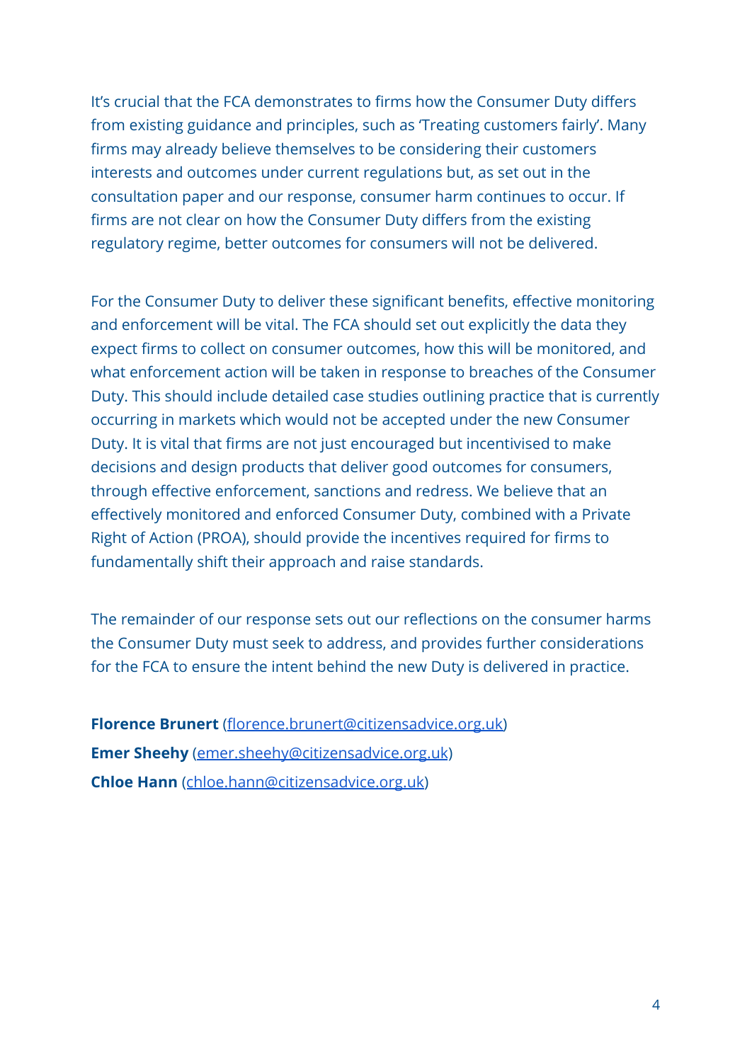It's crucial that the FCA demonstrates to firms how the Consumer Duty differs from existing guidance and principles, such as 'Treating customers fairly'. Many firms may already believe themselves to be considering their customers interests and outcomes under current regulations but, as set out in the consultation paper and our response, consumer harm continues to occur. If firms are not clear on how the Consumer Duty differs from the existing regulatory regime, better outcomes for consumers will not be delivered.

For the Consumer Duty to deliver these significant benefits, effective monitoring and enforcement will be vital. The FCA should set out explicitly the data they expect firms to collect on consumer outcomes, how this will be monitored, and what enforcement action will be taken in response to breaches of the Consumer Duty. This should include detailed case studies outlining practice that is currently occurring in markets which would not be accepted under the new Consumer Duty. It is vital that firms are not just encouraged but incentivised to make decisions and design products that deliver good outcomes for consumers, through effective enforcement, sanctions and redress. We believe that an effectively monitored and enforced Consumer Duty, combined with a Private Right of Action (PROA), should provide the incentives required for firms to fundamentally shift their approach and raise standards.

The remainder of our response sets out our reflections on the consumer harms the Consumer Duty must seek to address, and provides further considerations for the FCA to ensure the intent behind the new Duty is delivered in practice.

**Florence Brunert** (florence.brunert@citizensadvice.org.uk)  
**Emer Sheehy** (emer.sheehy@citizensadvice.org.uk)  
**Chloe Hann** (chloe.hann@citizensadvice.org.uk)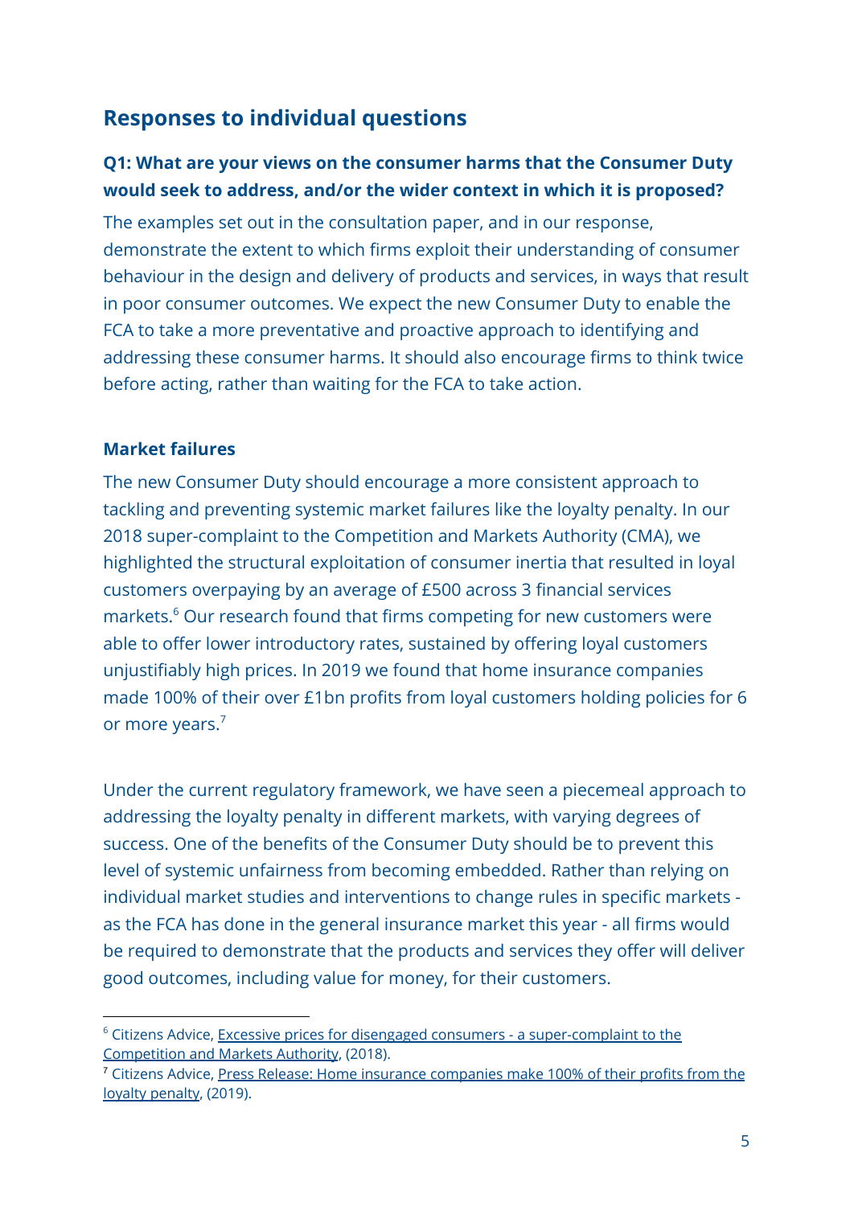## Responses to individual questions

### Q1: What are your views on the consumer harms that the Consumer Duty would seek to address, and/or the wider context in which it is proposed?

The examples set out in the consultation paper, and in our response, demonstrate the extent to which firms exploit their understanding of consumer behaviour in the design and delivery of products and services, in ways that result in poor consumer outcomes. We expect the new Consumer Duty to enable the FCA to take a more preventative and proactive approach to identifying and addressing these consumer harms. It should also encourage firms to think twice before acting, rather than waiting for the FCA to take action.

### Market failures

The new Consumer Duty should encourage a more consistent approach to tackling and preventing systemic market failures like the loyalty penalty. In our 2018 super-complaint to the Competition and Markets Authority (CMA), we highlighted the structural exploitation of consumer inertia that resulted in loyal customers overpaying by an average of £500 across 3 financial services markets.[6] Our research found that firms competing for new customers were able to offer lower introductory rates, sustained by offering loyal customers unjustifiably high prices. In 2019 we found that home insurance companies made 100% of their over £1bn profits from loyal customers holding policies for 6 or more years.[7]

Under the current regulatory framework, we have seen a piecemeal approach to addressing the loyalty penalty in different markets, with varying degrees of success. One of the benefits of the Consumer Duty should be to prevent this level of systemic unfairness from becoming embedded. Rather than relying on individual market studies and interventions to change rules in specific markets - as the FCA has done in the general insurance market this year - all firms would be required to demonstrate that the products and services they offer will deliver good outcomes, including value for money, for their customers.

---

[6] Citizens Advice, Excessive prices for disengaged consumers - a super-complaint to the Competition and Markets Authority, (2018).

[7] Citizens Advice, Press Release: Home insurance companies make 100% of their profits from the loyalty penalty, (2019).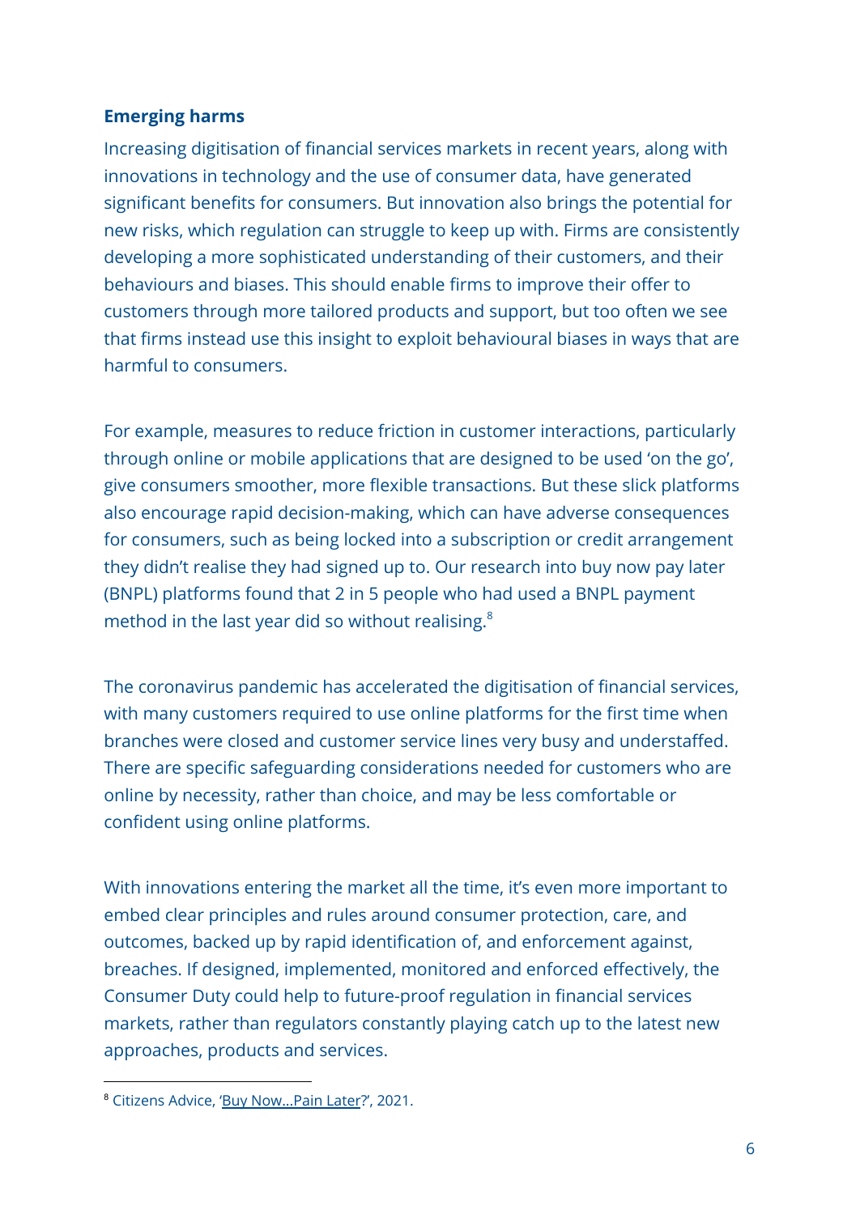## Emerging harms

Increasing digitisation of financial services markets in recent years, along with innovations in technology and the use of consumer data, have generated significant benefits for consumers. But innovation also brings the potential for new risks, which regulation can struggle to keep up with. Firms are consistently developing a more sophisticated understanding of their customers, and their behaviours and biases. This should enable firms to improve their offer to customers through more tailored products and support, but too often we see that firms instead use this insight to exploit behavioural biases in ways that are harmful to consumers.

For example, measures to reduce friction in customer interactions, particularly through online or mobile applications that are designed to be used 'on the go', give consumers smoother, more flexible transactions. But these slick platforms also encourage rapid decision-making, which can have adverse consequences for consumers, such as being locked into a subscription or credit arrangement they didn't realise they had signed up to. Our research into buy now pay later (BNPL) platforms found that 2 in 5 people who had used a BNPL payment method in the last year did so without realising.[8]

The coronavirus pandemic has accelerated the digitisation of financial services, with many customers required to use online platforms for the first time when branches were closed and customer service lines very busy and understaffed. There are specific safeguarding considerations needed for customers who are online by necessity, rather than choice, and may be less comfortable or confident using online platforms.

With innovations entering the market all the time, it's even more important to embed clear principles and rules around consumer protection, care, and outcomes, backed up by rapid identification of, and enforcement against, breaches. If designed, implemented, monitored and enforced effectively, the Consumer Duty could help to future-proof regulation in financial services markets, rather than regulators constantly playing catch up to the latest new approaches, products and services.

---

[8] Citizens Advice, 'Buy Now...Pain Later?', 2021.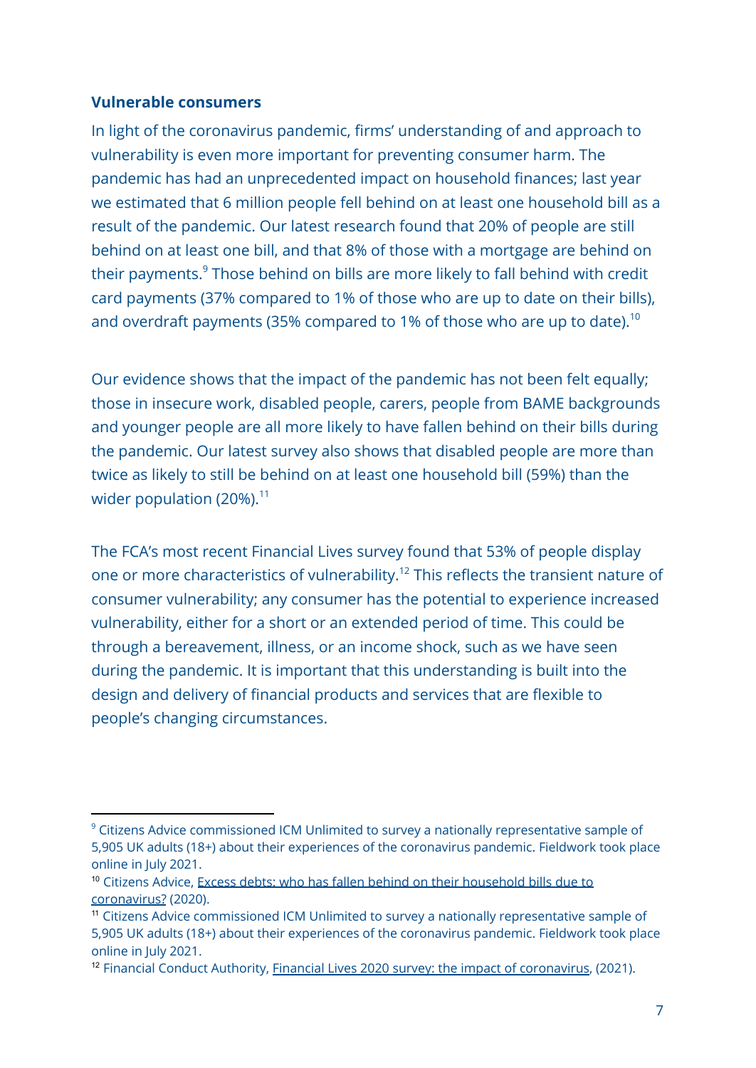**Vulnerable consumers**

In light of the coronavirus pandemic, firms' understanding of and approach to vulnerability is even more important for preventing consumer harm. The pandemic has had an unprecedented impact on household finances; last year we estimated that 6 million people fell behind on at least one household bill as a result of the pandemic. Our latest research found that 20% of people are still behind on at least one bill, and that 8% of those with a mortgage are behind on their payments.[9] Those behind on bills are more likely to fall behind with credit card payments (37% compared to 1% of those who are up to date on their bills), and overdraft payments (35% compared to 1% of those who are up to date).[10]

Our evidence shows that the impact of the pandemic has not been felt equally; those in insecure work, disabled people, carers, people from BAME backgrounds and younger people are all more likely to have fallen behind on their bills during the pandemic. Our latest survey also shows that disabled people are more than twice as likely to still be behind on at least one household bill (59%) than the wider population (20%).[11]

The FCA's most recent Financial Lives survey found that 53% of people display one or more characteristics of vulnerability.[12] This reflects the transient nature of consumer vulnerability; any consumer has the potential to experience increased vulnerability, either for a short or an extended period of time. This could be through a bereavement, illness, or an income shock, such as we have seen during the pandemic. It is important that this understanding is built into the design and delivery of financial products and services that are flexible to people's changing circumstances.

---

[9] Citizens Advice commissioned ICM Unlimited to survey a nationally representative sample of 5,905 UK adults (18+) about their experiences of the coronavirus pandemic. Fieldwork took place online in July 2021.

[10] Citizens Advice, Excess debts: who has fallen behind on their household bills due to coronavirus? (2020).

[11] Citizens Advice commissioned ICM Unlimited to survey a nationally representative sample of 5,905 UK adults (18+) about their experiences of the coronavirus pandemic. Fieldwork took place online in July 2021.

[12] Financial Conduct Authority, Financial Lives 2020 survey: the impact of coronavirus, (2021).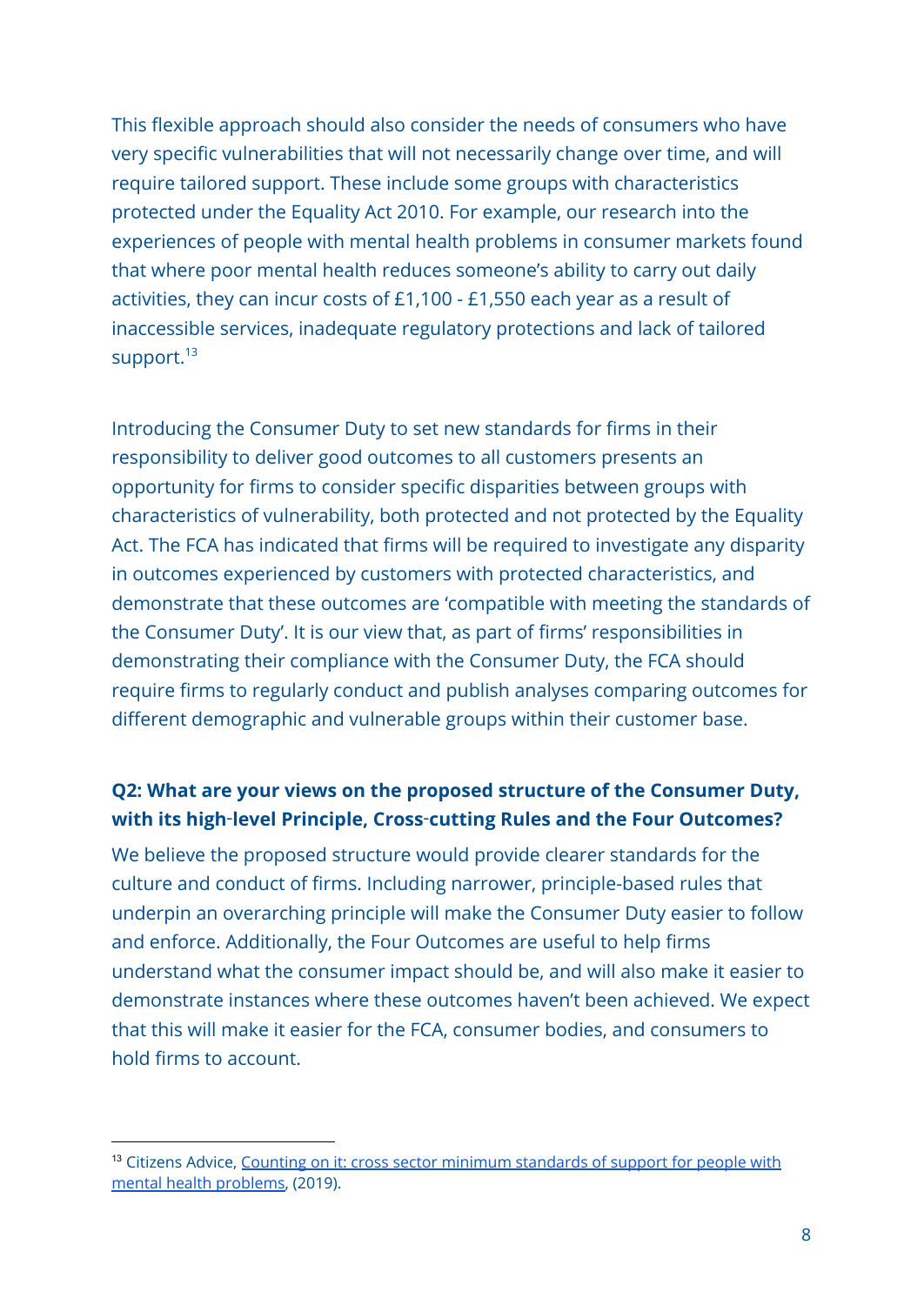This flexible approach should also consider the needs of consumers who have very specific vulnerabilities that will not necessarily change over time, and will require tailored support. These include some groups with characteristics protected under the Equality Act 2010. For example, our research into the experiences of people with mental health problems in consumer markets found that where poor mental health reduces someone's ability to carry out daily activities, they can incur costs of £1,100 - £1,550 each year as a result of inaccessible services, inadequate regulatory protections and lack of tailored support.[13]

Introducing the Consumer Duty to set new standards for firms in their responsibility to deliver good outcomes to all customers presents an opportunity for firms to consider specific disparities between groups with characteristics of vulnerability, both protected and not protected by the Equality Act. The FCA has indicated that firms will be required to investigate any disparity in outcomes experienced by customers with protected characteristics, and demonstrate that these outcomes are 'compatible with meeting the standards of the Consumer Duty'. It is our view that, as part of firms' responsibilities in demonstrating their compliance with the Consumer Duty, the FCA should require firms to regularly conduct and publish analyses comparing outcomes for different demographic and vulnerable groups within their customer base.

### Q2: What are your views on the proposed structure of the Consumer Duty, with its high-level Principle, Cross-cutting Rules and the Four Outcomes?

We believe the proposed structure would provide clearer standards for the culture and conduct of firms. Including narrower, principle-based rules that underpin an overarching principle will make the Consumer Duty easier to follow and enforce. Additionally, the Four Outcomes are useful to help firms understand what the consumer impact should be, and will also make it easier to demonstrate instances where these outcomes haven't been achieved. We expect that this will make it easier for the FCA, consumer bodies, and consumers to hold firms to account.

---

[13] Citizens Advice, Counting on it: cross sector minimum standards of support for people with mental health problems, (2019).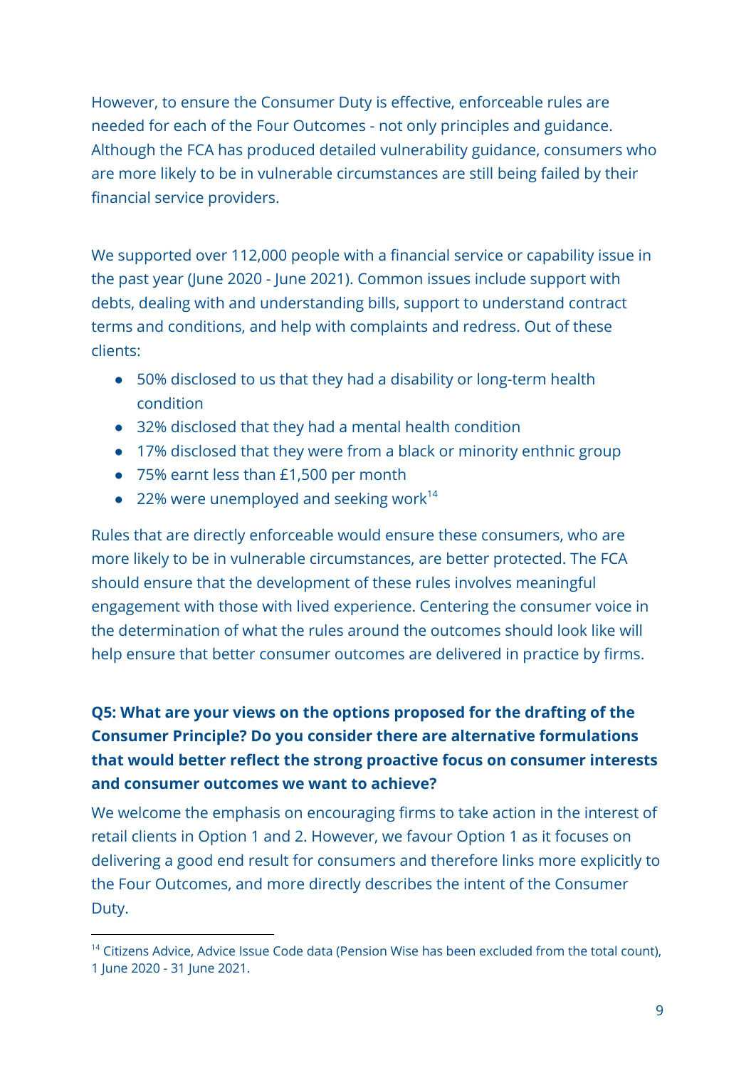However, to ensure the Consumer Duty is effective, enforceable rules are needed for each of the Four Outcomes - not only principles and guidance. Although the FCA has produced detailed vulnerability guidance, consumers who are more likely to be in vulnerable circumstances are still being failed by their financial service providers.

We supported over 112,000 people with a financial service or capability issue in the past year (June 2020 - June 2021). Common issues include support with debts, dealing with and understanding bills, support to understand contract terms and conditions, and help with complaints and redress. Out of these clients:

- 50% disclosed to us that they had a disability or long-term health condition
- 32% disclosed that they had a mental health condition
- 17% disclosed that they were from a black or minority enthnic group
- 75% earnt less than £1,500 per month
- 22% were unemployed and seeking work[14]

Rules that are directly enforceable would ensure these consumers, who are more likely to be in vulnerable circumstances, are better protected. The FCA should ensure that the development of these rules involves meaningful engagement with those with lived experience. Centering the consumer voice in the determination of what the rules around the outcomes should look like will help ensure that better consumer outcomes are delivered in practice by firms.

**Q5: What are your views on the options proposed for the drafting of the Consumer Principle? Do you consider there are alternative formulations that would better reflect the strong proactive focus on consumer interests and consumer outcomes we want to achieve?**

We welcome the emphasis on encouraging firms to take action in the interest of retail clients in Option 1 and 2. However, we favour Option 1 as it focuses on delivering a good end result for consumers and therefore links more explicitly to the Four Outcomes, and more directly describes the intent of the Consumer Duty.

[14] Citizens Advice, Advice Issue Code data (Pension Wise has been excluded from the total count), 1 June 2020 - 31 June 2021.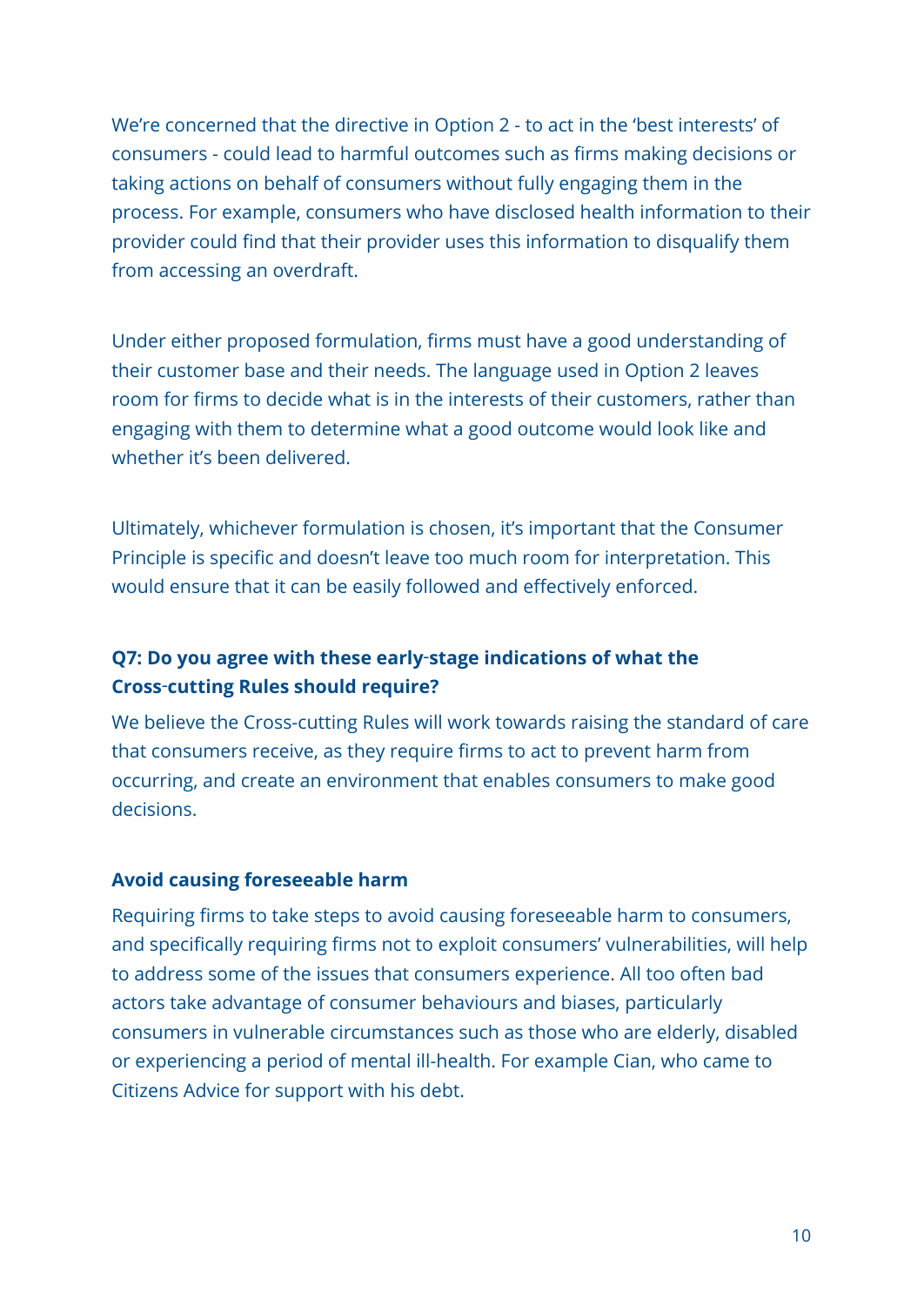We're concerned that the directive in Option 2 - to act in the 'best interests' of consumers - could lead to harmful outcomes such as firms making decisions or taking actions on behalf of consumers without fully engaging them in the process. For example, consumers who have disclosed health information to their provider could find that their provider uses this information to disqualify them from accessing an overdraft.

Under either proposed formulation, firms must have a good understanding of their customer base and their needs. The language used in Option 2 leaves room for firms to decide what is in the interests of their customers, rather than engaging with them to determine what a good outcome would look like and whether it's been delivered.

Ultimately, whichever formulation is chosen, it's important that the Consumer Principle is specific and doesn't leave too much room for interpretation. This would ensure that it can be easily followed and effectively enforced.

### Q7: Do you agree with these early-stage indications of what the Cross-cutting Rules should require?

We believe the Cross-cutting Rules will work towards raising the standard of care that consumers receive, as they require firms to act to prevent harm from occurring, and create an environment that enables consumers to make good decisions.

#### Avoid causing foreseeable harm

Requiring firms to take steps to avoid causing foreseeable harm to consumers, and specifically requiring firms not to exploit consumers' vulnerabilities, will help to address some of the issues that consumers experience. All too often bad actors take advantage of consumer behaviours and biases, particularly consumers in vulnerable circumstances such as those who are elderly, disabled or experiencing a period of mental ill-health. For example Cian, who came to Citizens Advice for support with his debt.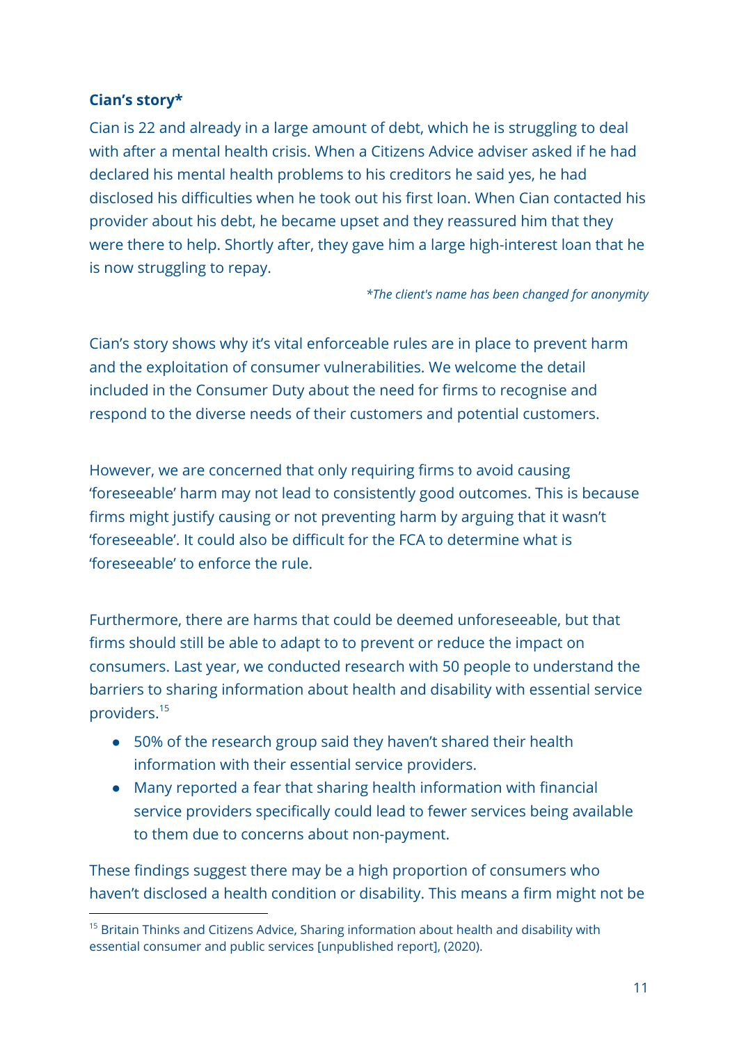**Cian's story***

Cian is 22 and already in a large amount of debt, which he is struggling to deal with after a mental health crisis. When a Citizens Advice adviser asked if he had declared his mental health problems to his creditors he said yes, he had disclosed his difficulties when he took out his first loan. When Cian contacted his provider about his debt, he became upset and they reassured him that they were there to help. Shortly after, they gave him a large high-interest loan that he is now struggling to repay.

*\*The client's name has been changed for anonymity*

Cian's story shows why it's vital enforceable rules are in place to prevent harm and the exploitation of consumer vulnerabilities. We welcome the detail included in the Consumer Duty about the need for firms to recognise and respond to the diverse needs of their customers and potential customers.

However, we are concerned that only requiring firms to avoid causing 'foreseeable' harm may not lead to consistently good outcomes. This is because firms might justify causing or not preventing harm by arguing that it wasn't 'foreseeable'. It could also be difficult for the FCA to determine what is 'foreseeable' to enforce the rule.

Furthermore, there are harms that could be deemed unforeseeable, but that firms should still be able to adapt to to prevent or reduce the impact on consumers. Last year, we conducted research with 50 people to understand the barriers to sharing information about health and disability with essential service providers.[15]

- 50% of the research group said they haven't shared their health information with their essential service providers.
- Many reported a fear that sharing health information with financial service providers specifically could lead to fewer services being available to them due to concerns about non-payment.

These findings suggest there may be a high proportion of consumers who haven't disclosed a health condition or disability. This means a firm might not be

[15] Britain Thinks and Citizens Advice, Sharing information about health and disability with essential consumer and public services [unpublished report], (2020).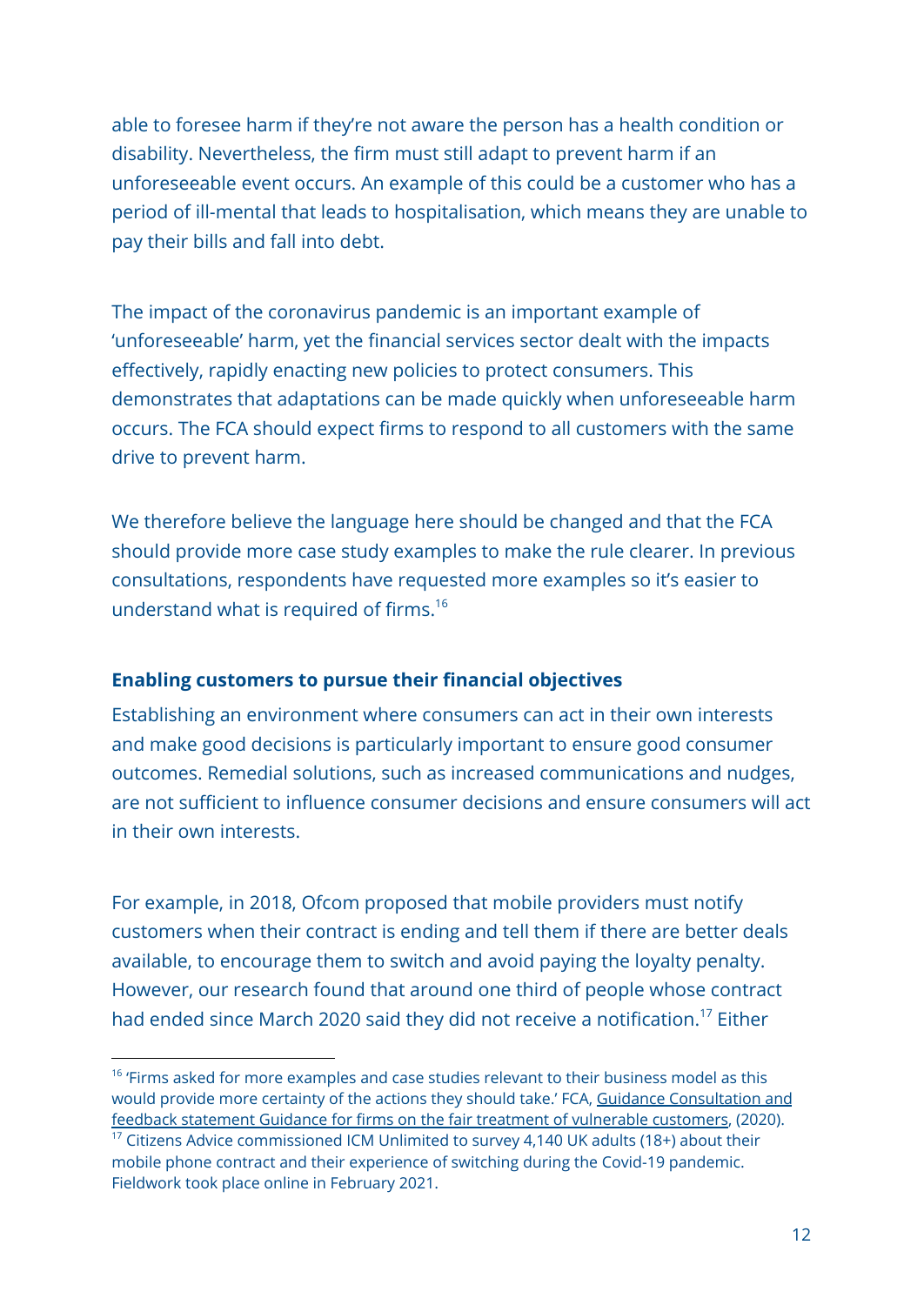able to foresee harm if they're not aware the person has a health condition or disability. Nevertheless, the firm must still adapt to prevent harm if an unforeseeable event occurs. An example of this could be a customer who has a period of ill-mental that leads to hospitalisation, which means they are unable to pay their bills and fall into debt.

The impact of the coronavirus pandemic is an important example of 'unforeseeable' harm, yet the financial services sector dealt with the impacts effectively, rapidly enacting new policies to protect consumers. This demonstrates that adaptations can be made quickly when unforeseeable harm occurs. The FCA should expect firms to respond to all customers with the same drive to prevent harm.

We therefore believe the language here should be changed and that the FCA should provide more case study examples to make the rule clearer. In previous consultations, respondents have requested more examples so it's easier to understand what is required of firms.[16]

**Enabling customers to pursue their financial objectives**

Establishing an environment where consumers can act in their own interests and make good decisions is particularly important to ensure good consumer outcomes. Remedial solutions, such as increased communications and nudges, are not sufficient to influence consumer decisions and ensure consumers will act in their own interests.

For example, in 2018, Ofcom proposed that mobile providers must notify customers when their contract is ending and tell them if there are better deals available, to encourage them to switch and avoid paying the loyalty penalty. However, our research found that around one third of people whose contract had ended since March 2020 said they did not receive a notification.[17] Either

[16] 'Firms asked for more examples and case studies relevant to their business model as this would provide more certainty of the actions they should take.' FCA, Guidance Consultation and feedback statement Guidance for firms on the fair treatment of vulnerable customers, (2020).

[17] Citizens Advice commissioned ICM Unlimited to survey 4,140 UK adults (18+) about their mobile phone contract and their experience of switching during the Covid-19 pandemic. Fieldwork took place online in February 2021.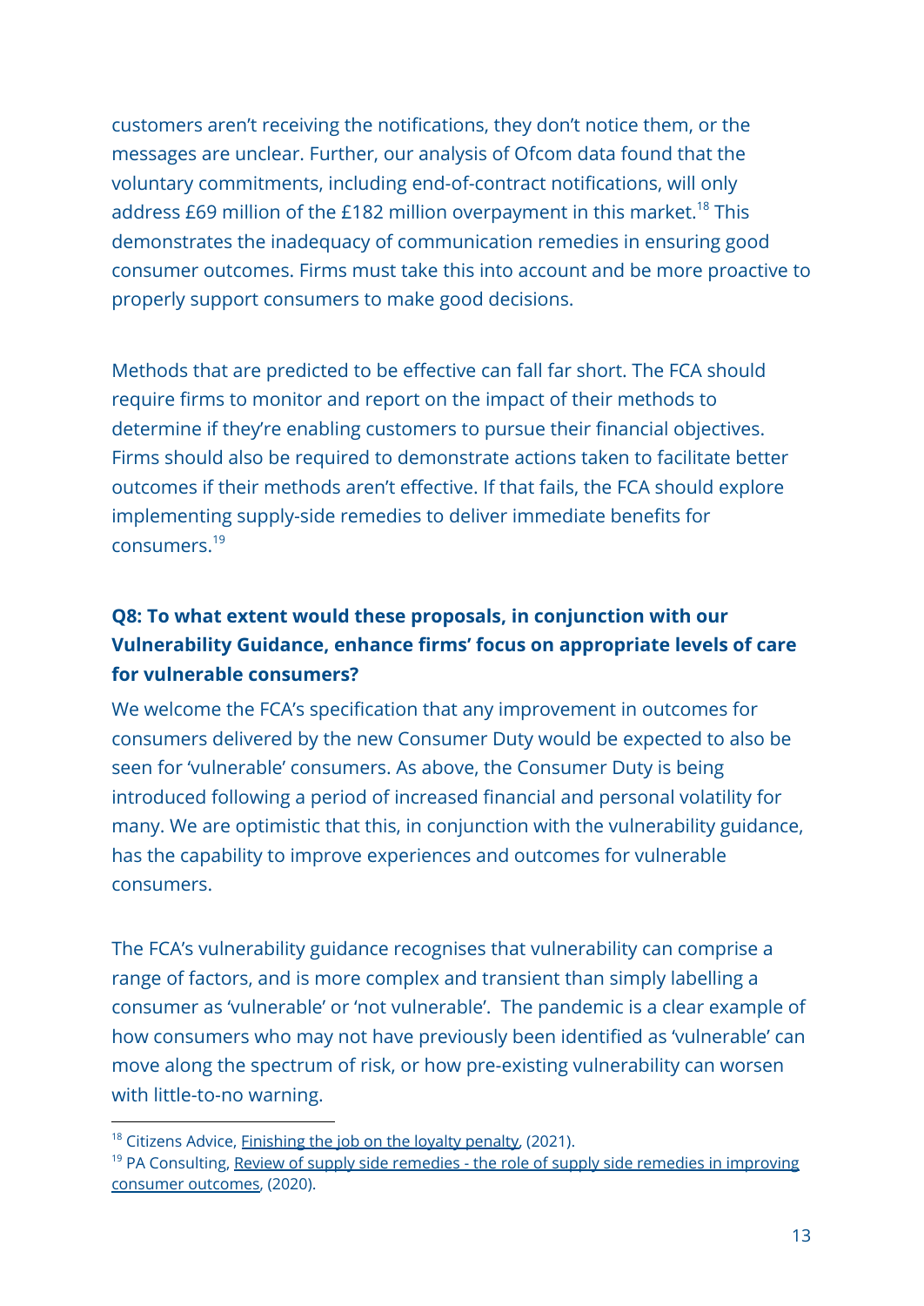customers aren't receiving the notifications, they don't notice them, or the messages are unclear. Further, our analysis of Ofcom data found that the voluntary commitments, including end-of-contract notifications, will only address £69 million of the £182 million overpayment in this market.[18] This demonstrates the inadequacy of communication remedies in ensuring good consumer outcomes. Firms must take this into account and be more proactive to properly support consumers to make good decisions.

Methods that are predicted to be effective can fall far short. The FCA should require firms to monitor and report on the impact of their methods to determine if they're enabling customers to pursue their financial objectives. Firms should also be required to demonstrate actions taken to facilitate better outcomes if their methods aren't effective. If that fails, the FCA should explore implementing supply-side remedies to deliver immediate benefits for consumers.[19]

### Q8: To what extent would these proposals, in conjunction with our Vulnerability Guidance, enhance firms' focus on appropriate levels of care for vulnerable consumers?

We welcome the FCA's specification that any improvement in outcomes for consumers delivered by the new Consumer Duty would be expected to also be seen for 'vulnerable' consumers. As above, the Consumer Duty is being introduced following a period of increased financial and personal volatility for many. We are optimistic that this, in conjunction with the vulnerability guidance, has the capability to improve experiences and outcomes for vulnerable consumers.

The FCA's vulnerability guidance recognises that vulnerability can comprise a range of factors, and is more complex and transient than simply labelling a consumer as 'vulnerable' or 'not vulnerable'. The pandemic is a clear example of how consumers who may not have previously been identified as 'vulnerable' can move along the spectrum of risk, or how pre-existing vulnerability can worsen with little-to-no warning.

---

[18] Citizens Advice, Finishing the job on the loyalty penalty, (2021).

[19] PA Consulting, Review of supply side remedies - the role of supply side remedies in improving consumer outcomes, (2020).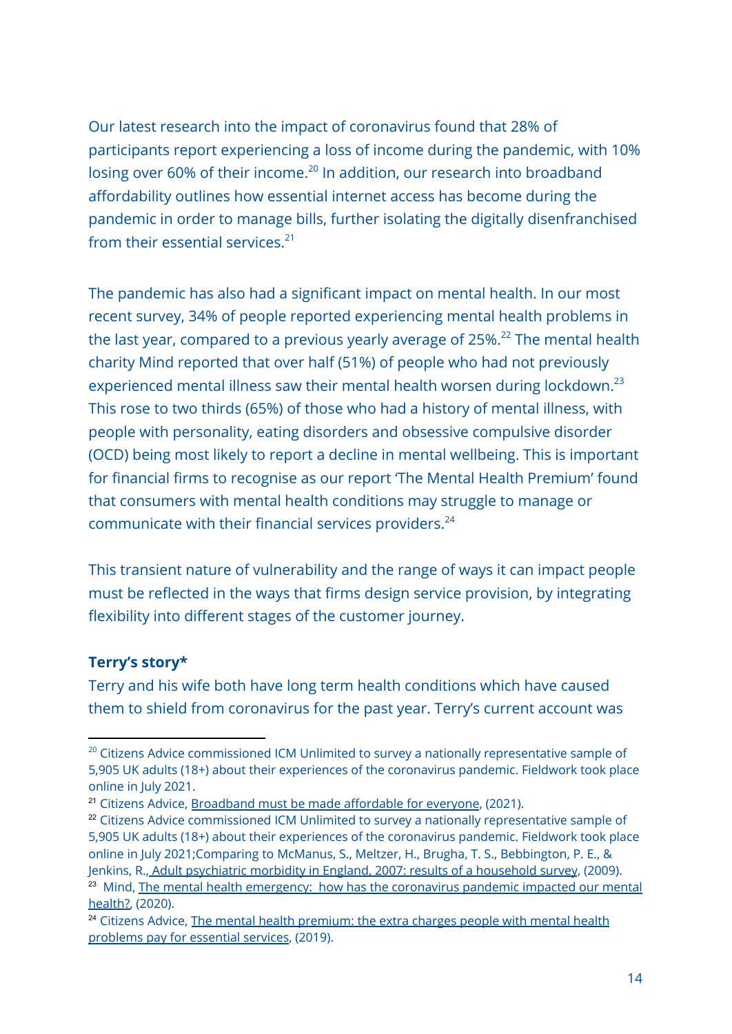Our latest research into the impact of coronavirus found that 28% of participants report experiencing a loss of income during the pandemic, with 10% losing over 60% of their income.[20] In addition, our research into broadband affordability outlines how essential internet access has become during the pandemic in order to manage bills, further isolating the digitally disenfranchised from their essential services.[21]

The pandemic has also had a significant impact on mental health. In our most recent survey, 34% of people reported experiencing mental health problems in the last year, compared to a previous yearly average of 25%.[22] The mental health charity Mind reported that over half (51%) of people who had not previously experienced mental illness saw their mental health worsen during lockdown.[23] This rose to two thirds (65%) of those who had a history of mental illness, with people with personality, eating disorders and obsessive compulsive disorder (OCD) being most likely to report a decline in mental wellbeing. This is important for financial firms to recognise as our report 'The Mental Health Premium' found that consumers with mental health conditions may struggle to manage or communicate with their financial services providers.[24]

This transient nature of vulnerability and the range of ways it can impact people must be reflected in the ways that firms design service provision, by integrating flexibility into different stages of the customer journey.

**Terry's story***

Terry and his wife both have long term health conditions which have caused them to shield from coronavirus for the past year. Terry's current account was

---

[20] Citizens Advice commissioned ICM Unlimited to survey a nationally representative sample of 5,905 UK adults (18+) about their experiences of the coronavirus pandemic. Fieldwork took place online in July 2021.

[21] Citizens Advice, Broadband must be made affordable for everyone, (2021).

[22] Citizens Advice commissioned ICM Unlimited to survey a nationally representative sample of 5,905 UK adults (18+) about their experiences of the coronavirus pandemic. Fieldwork took place online in July 2021;Comparing to McManus, S., Meltzer, H., Brugha, T. S., Bebbington, P. E., & Jenkins, R., Adult psychiatric morbidity in England, 2007: results of a household survey, (2009).

[23] Mind, The mental health emergency: how has the coronavirus pandemic impacted our mental health?, (2020).

[24] Citizens Advice, The mental health premium: the extra charges people with mental health problems pay for essential services, (2019).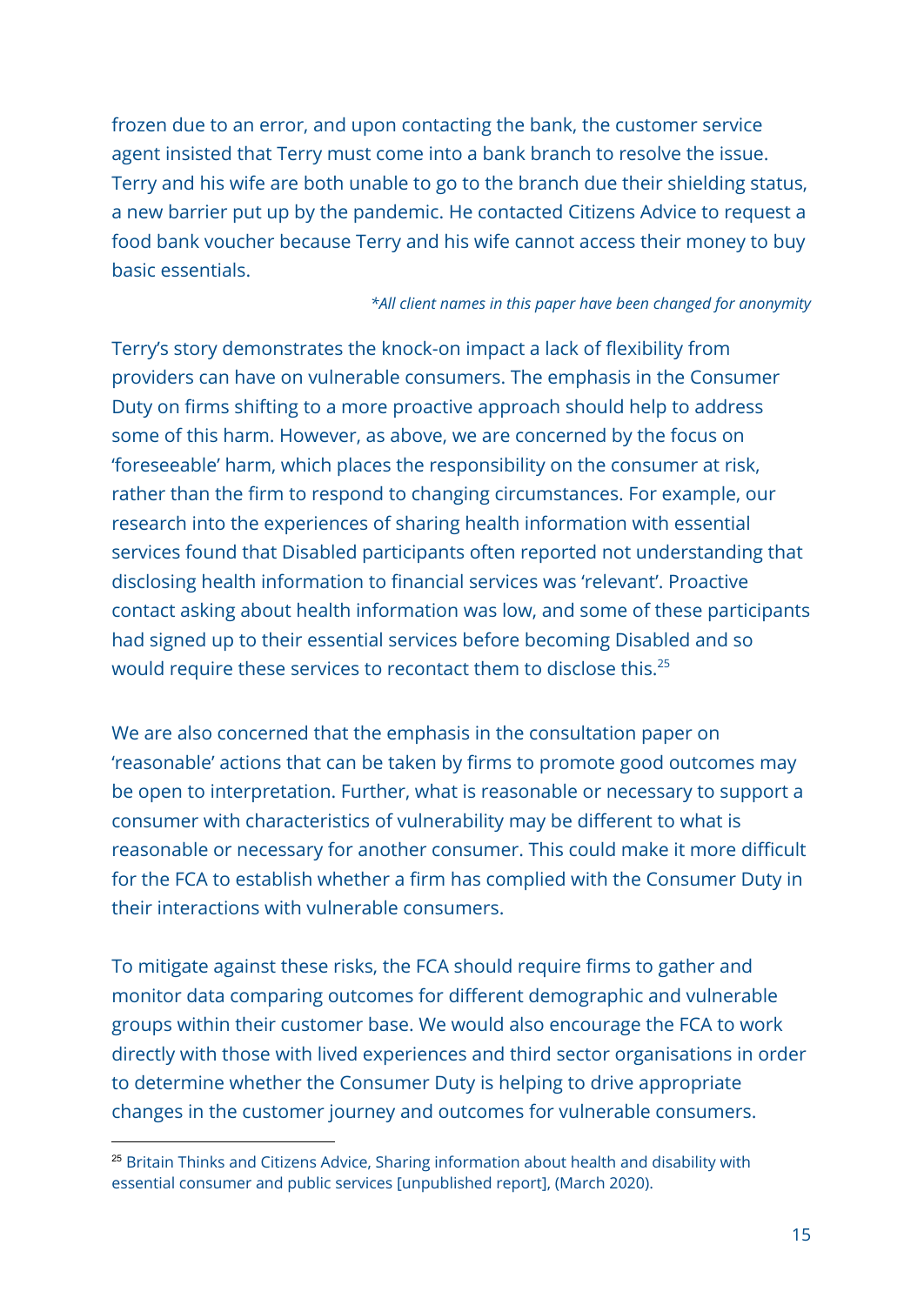frozen due to an error, and upon contacting the bank, the customer service agent insisted that Terry must come into a bank branch to resolve the issue. Terry and his wife are both unable to go to the branch due their shielding status, a new barrier put up by the pandemic. He contacted Citizens Advice to request a food bank voucher because Terry and his wife cannot access their money to buy basic essentials.

*\*All client names in this paper have been changed for anonymity*

Terry's story demonstrates the knock-on impact a lack of flexibility from providers can have on vulnerable consumers. The emphasis in the Consumer Duty on firms shifting to a more proactive approach should help to address some of this harm. However, as above, we are concerned by the focus on 'foreseeable' harm, which places the responsibility on the consumer at risk, rather than the firm to respond to changing circumstances. For example, our research into the experiences of sharing health information with essential services found that Disabled participants often reported not understanding that disclosing health information to financial services was 'relevant'. Proactive contact asking about health information was low, and some of these participants had signed up to their essential services before becoming Disabled and so would require these services to recontact them to disclose this.[25]

We are also concerned that the emphasis in the consultation paper on 'reasonable' actions that can be taken by firms to promote good outcomes may be open to interpretation. Further, what is reasonable or necessary to support a consumer with characteristics of vulnerability may be different to what is reasonable or necessary for another consumer. This could make it more difficult for the FCA to establish whether a firm has complied with the Consumer Duty in their interactions with vulnerable consumers.

To mitigate against these risks, the FCA should require firms to gather and monitor data comparing outcomes for different demographic and vulnerable groups within their customer base. We would also encourage the FCA to work directly with those with lived experiences and third sector organisations in order to determine whether the Consumer Duty is helping to drive appropriate changes in the customer journey and outcomes for vulnerable consumers.

[25] Britain Thinks and Citizens Advice, Sharing information about health and disability with essential consumer and public services [unpublished report], (March 2020).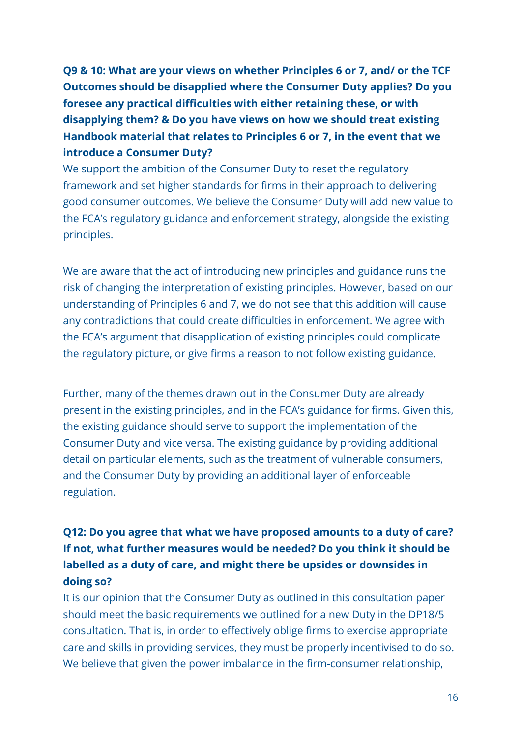**Q9 & 10: What are your views on whether Principles 6 or 7, and/ or the TCF Outcomes should be disapplied where the Consumer Duty applies? Do you foresee any practical difficulties with either retaining these, or with disapplying them? & Do you have views on how we should treat existing Handbook material that relates to Principles 6 or 7, in the event that we introduce a Consumer Duty?**

We support the ambition of the Consumer Duty to reset the regulatory framework and set higher standards for firms in their approach to delivering good consumer outcomes. We believe the Consumer Duty will add new value to the FCA's regulatory guidance and enforcement strategy, alongside the existing principles.

We are aware that the act of introducing new principles and guidance runs the risk of changing the interpretation of existing principles. However, based on our understanding of Principles 6 and 7, we do not see that this addition will cause any contradictions that could create difficulties in enforcement. We agree with the FCA's argument that disapplication of existing principles could complicate the regulatory picture, or give firms a reason to not follow existing guidance.

Further, many of the themes drawn out in the Consumer Duty are already present in the existing principles, and in the FCA's guidance for firms. Given this, the existing guidance should serve to support the implementation of the Consumer Duty and vice versa. The existing guidance by providing additional detail on particular elements, such as the treatment of vulnerable consumers, and the Consumer Duty by providing an additional layer of enforceable regulation.

**Q12: Do you agree that what we have proposed amounts to a duty of care? If not, what further measures would be needed? Do you think it should be labelled as a duty of care, and might there be upsides or downsides in doing so?**

It is our opinion that the Consumer Duty as outlined in this consultation paper should meet the basic requirements we outlined for a new Duty in the DP18/5 consultation. That is, in order to effectively oblige firms to exercise appropriate care and skills in providing services, they must be properly incentivised to do so. We believe that given the power imbalance in the firm-consumer relationship,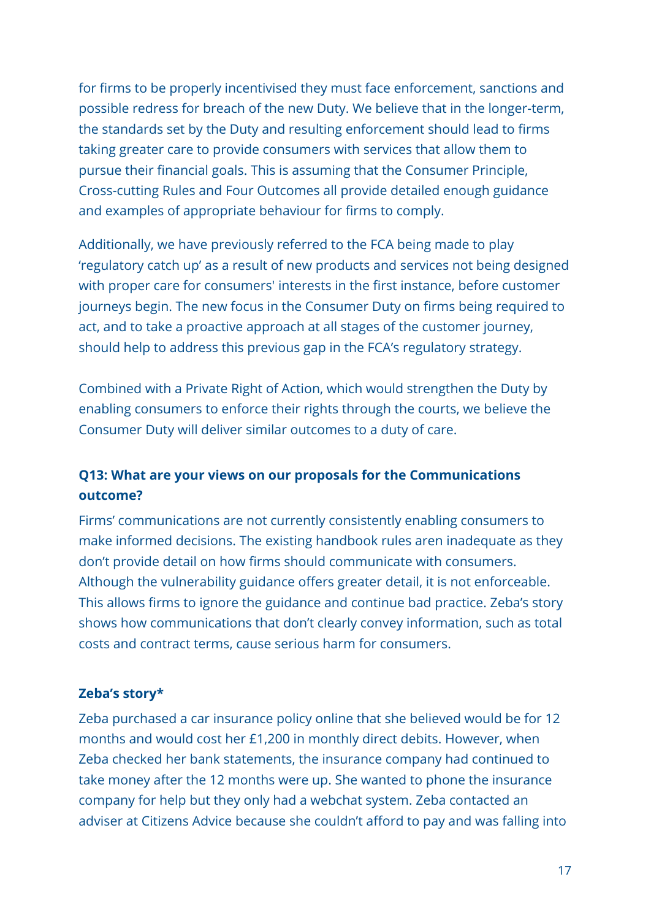for firms to be properly incentivised they must face enforcement, sanctions and possible redress for breach of the new Duty. We believe that in the longer-term, the standards set by the Duty and resulting enforcement should lead to firms taking greater care to provide consumers with services that allow them to pursue their financial goals. This is assuming that the Consumer Principle, Cross-cutting Rules and Four Outcomes all provide detailed enough guidance and examples of appropriate behaviour for firms to comply.

Additionally, we have previously referred to the FCA being made to play 'regulatory catch up' as a result of new products and services not being designed with proper care for consumers' interests in the first instance, before customer journeys begin. The new focus in the Consumer Duty on firms being required to act, and to take a proactive approach at all stages of the customer journey, should help to address this previous gap in the FCA's regulatory strategy.

Combined with a Private Right of Action, which would strengthen the Duty by enabling consumers to enforce their rights through the courts, we believe the Consumer Duty will deliver similar outcomes to a duty of care.

### Q13: What are your views on our proposals for the Communications outcome?

Firms' communications are not currently consistently enabling consumers to make informed decisions. The existing handbook rules aren inadequate as they don't provide detail on how firms should communicate with consumers. Although the vulnerability guidance offers greater detail, it is not enforceable. This allows firms to ignore the guidance and continue bad practice. Zeba's story shows how communications that don't clearly convey information, such as total costs and contract terms, cause serious harm for consumers.

#### Zeba's story*

Zeba purchased a car insurance policy online that she believed would be for 12 months and would cost her £1,200 in monthly direct debits. However, when Zeba checked her bank statements, the insurance company had continued to take money after the 12 months were up. She wanted to phone the insurance company for help but they only had a webchat system. Zeba contacted an adviser at Citizens Advice because she couldn't afford to pay and was falling into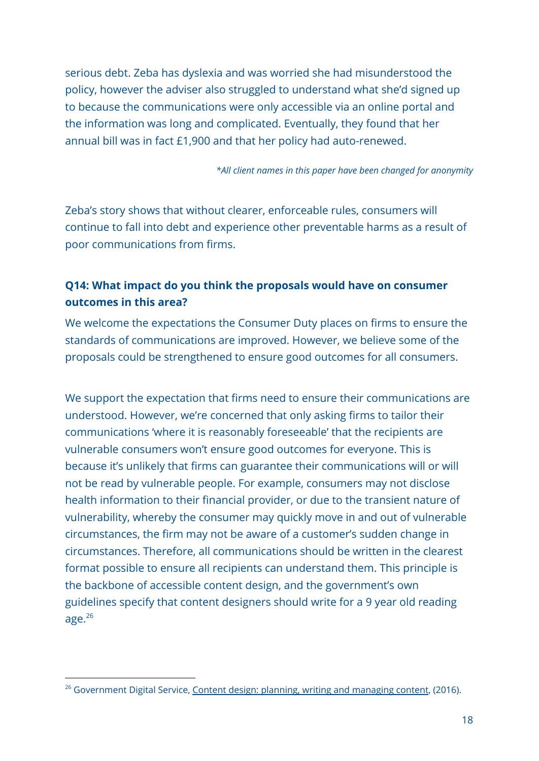serious debt. Zeba has dyslexia and was worried she had misunderstood the policy, however the adviser also struggled to understand what she'd signed up to because the communications were only accessible via an online portal and the information was long and complicated. Eventually, they found that her annual bill was in fact £1,900 and that her policy had auto-renewed.

*\*All client names in this paper have been changed for anonymity*

Zeba's story shows that without clearer, enforceable rules, consumers will continue to fall into debt and experience other preventable harms as a result of poor communications from firms.

**Q14: What impact do you think the proposals would have on consumer outcomes in this area?**

We welcome the expectations the Consumer Duty places on firms to ensure the standards of communications are improved. However, we believe some of the proposals could be strengthened to ensure good outcomes for all consumers.

We support the expectation that firms need to ensure their communications are understood. However, we're concerned that only asking firms to tailor their communications 'where it is reasonably foreseeable' that the recipients are vulnerable consumers won't ensure good outcomes for everyone. This is because it's unlikely that firms can guarantee their communications will or will not be read by vulnerable people. For example, consumers may not disclose health information to their financial provider, or due to the transient nature of vulnerability, whereby the consumer may quickly move in and out of vulnerable circumstances, the firm may not be aware of a customer's sudden change in circumstances. Therefore, all communications should be written in the clearest format possible to ensure all recipients can understand them. This principle is the backbone of accessible content design, and the government's own guidelines specify that content designers should write for a 9 year old reading age.[26]

[26] Government Digital Service, Content design: planning, writing and managing content, (2016).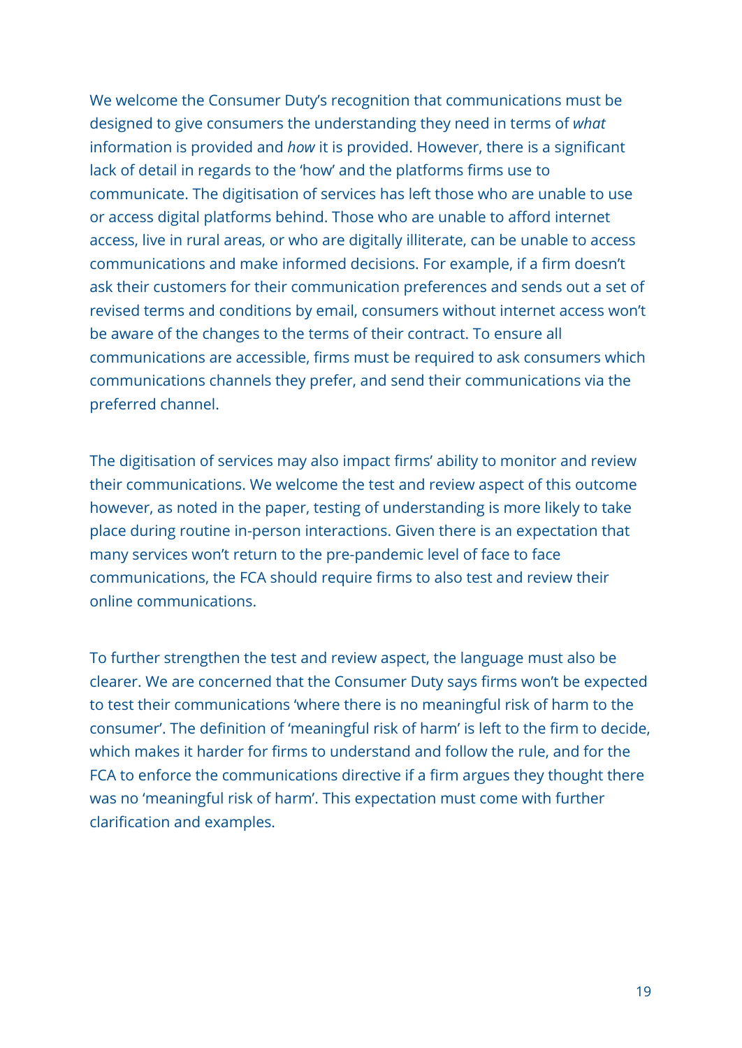We welcome the Consumer Duty's recognition that communications must be designed to give consumers the understanding they need in terms of *what* information is provided and *how* it is provided. However, there is a significant lack of detail in regards to the 'how' and the platforms firms use to communicate. The digitisation of services has left those who are unable to use or access digital platforms behind. Those who are unable to afford internet access, live in rural areas, or who are digitally illiterate, can be unable to access communications and make informed decisions. For example, if a firm doesn't ask their customers for their communication preferences and sends out a set of revised terms and conditions by email, consumers without internet access won't be aware of the changes to the terms of their contract. To ensure all communications are accessible, firms must be required to ask consumers which communications channels they prefer, and send their communications via the preferred channel.

The digitisation of services may also impact firms' ability to monitor and review their communications. We welcome the test and review aspect of this outcome however, as noted in the paper, testing of understanding is more likely to take place during routine in-person interactions. Given there is an expectation that many services won't return to the pre-pandemic level of face to face communications, the FCA should require firms to also test and review their online communications.

To further strengthen the test and review aspect, the language must also be clearer. We are concerned that the Consumer Duty says firms won't be expected to test their communications 'where there is no meaningful risk of harm to the consumer'. The definition of 'meaningful risk of harm' is left to the firm to decide, which makes it harder for firms to understand and follow the rule, and for the FCA to enforce the communications directive if a firm argues they thought there was no 'meaningful risk of harm'. This expectation must come with further clarification and examples.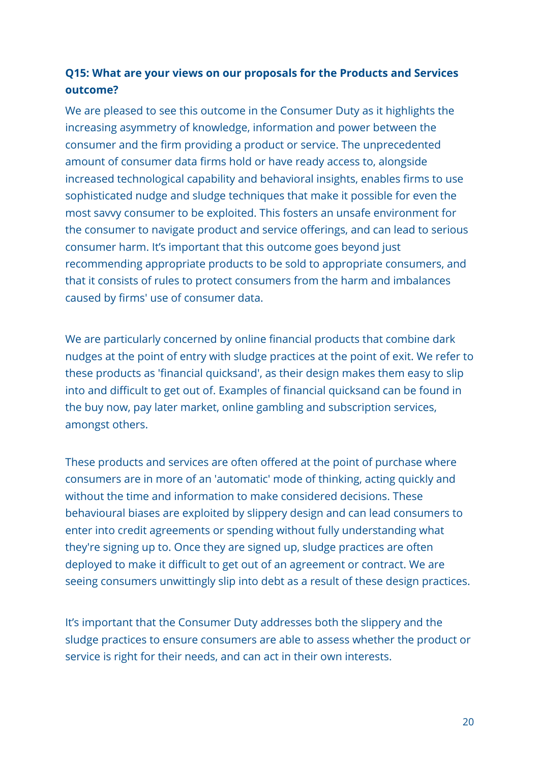**Q15: What are your views on our proposals for the Products and Services outcome?**

We are pleased to see this outcome in the Consumer Duty as it highlights the increasing asymmetry of knowledge, information and power between the consumer and the firm providing a product or service. The unprecedented amount of consumer data firms hold or have ready access to, alongside increased technological capability and behavioral insights, enables firms to use sophisticated nudge and sludge techniques that make it possible for even the most savvy consumer to be exploited. This fosters an unsafe environment for the consumer to navigate product and service offerings, and can lead to serious consumer harm. It's important that this outcome goes beyond just recommending appropriate products to be sold to appropriate consumers, and that it consists of rules to protect consumers from the harm and imbalances caused by firms' use of consumer data.

We are particularly concerned by online financial products that combine dark nudges at the point of entry with sludge practices at the point of exit. We refer to these products as 'financial quicksand', as their design makes them easy to slip into and difficult to get out of. Examples of financial quicksand can be found in the buy now, pay later market, online gambling and subscription services, amongst others.

These products and services are often offered at the point of purchase where consumers are in more of an 'automatic' mode of thinking, acting quickly and without the time and information to make considered decisions. These behavioural biases are exploited by slippery design and can lead consumers to enter into credit agreements or spending without fully understanding what they're signing up to. Once they are signed up, sludge practices are often deployed to make it difficult to get out of an agreement or contract. We are seeing consumers unwittingly slip into debt as a result of these design practices.

It's important that the Consumer Duty addresses both the slippery and the sludge practices to ensure consumers are able to assess whether the product or service is right for their needs, and can act in their own interests.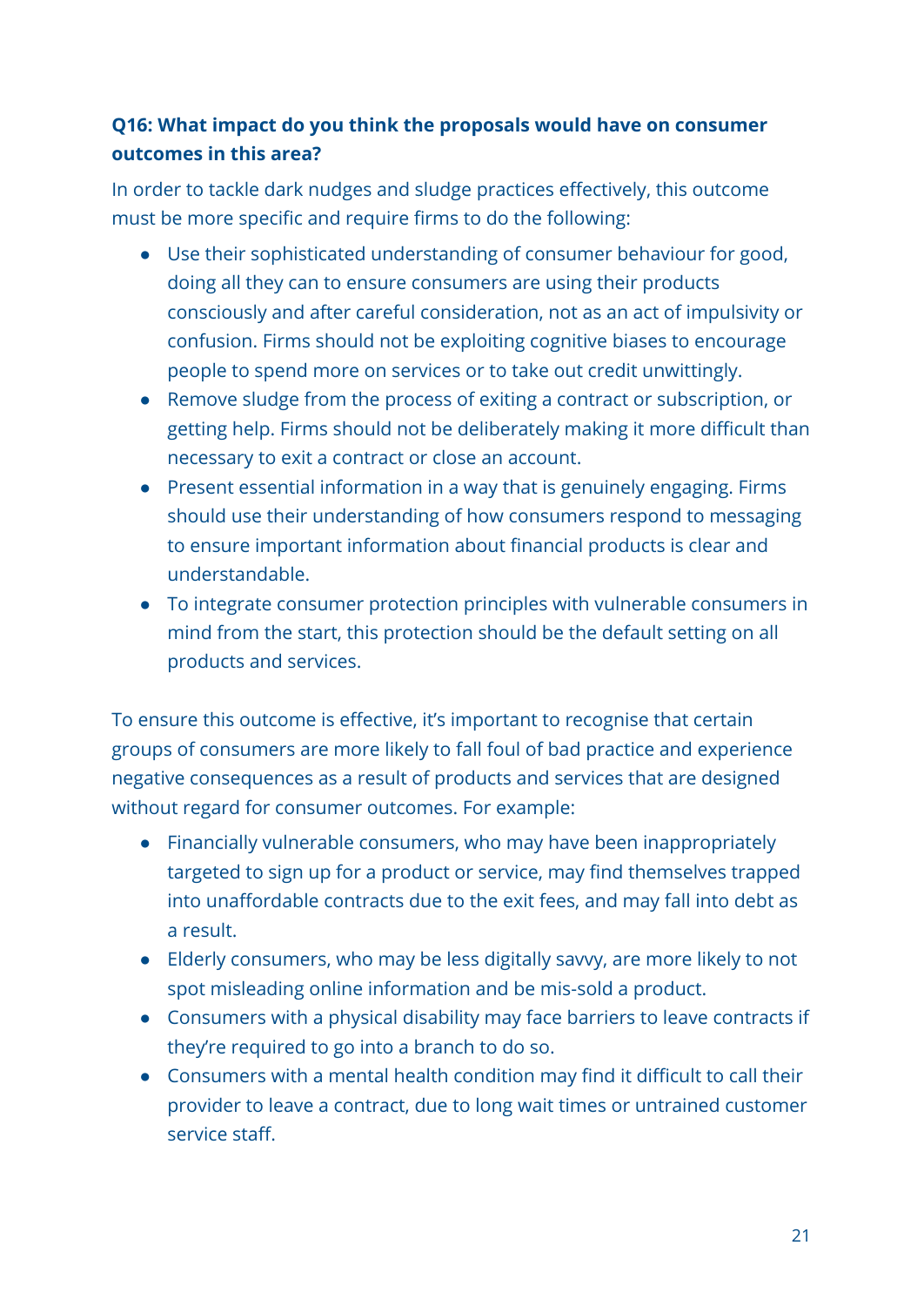**Q16: What impact do you think the proposals would have on consumer outcomes in this area?**

In order to tackle dark nudges and sludge practices effectively, this outcome must be more specific and require firms to do the following:

- Use their sophisticated understanding of consumer behaviour for good, doing all they can to ensure consumers are using their products consciously and after careful consideration, not as an act of impulsivity or confusion. Firms should not be exploiting cognitive biases to encourage people to spend more on services or to take out credit unwittingly.
- Remove sludge from the process of exiting a contract or subscription, or getting help. Firms should not be deliberately making it more difficult than necessary to exit a contract or close an account.
- Present essential information in a way that is genuinely engaging. Firms should use their understanding of how consumers respond to messaging to ensure important information about financial products is clear and understandable.
- To integrate consumer protection principles with vulnerable consumers in mind from the start, this protection should be the default setting on all products and services.

To ensure this outcome is effective, it's important to recognise that certain groups of consumers are more likely to fall foul of bad practice and experience negative consequences as a result of products and services that are designed without regard for consumer outcomes. For example:

- Financially vulnerable consumers, who may have been inappropriately targeted to sign up for a product or service, may find themselves trapped into unaffordable contracts due to the exit fees, and may fall into debt as a result.
- Elderly consumers, who may be less digitally savvy, are more likely to not spot misleading online information and be mis-sold a product.
- Consumers with a physical disability may face barriers to leave contracts if they're required to go into a branch to do so.
- Consumers with a mental health condition may find it difficult to call their provider to leave a contract, due to long wait times or untrained customer service staff.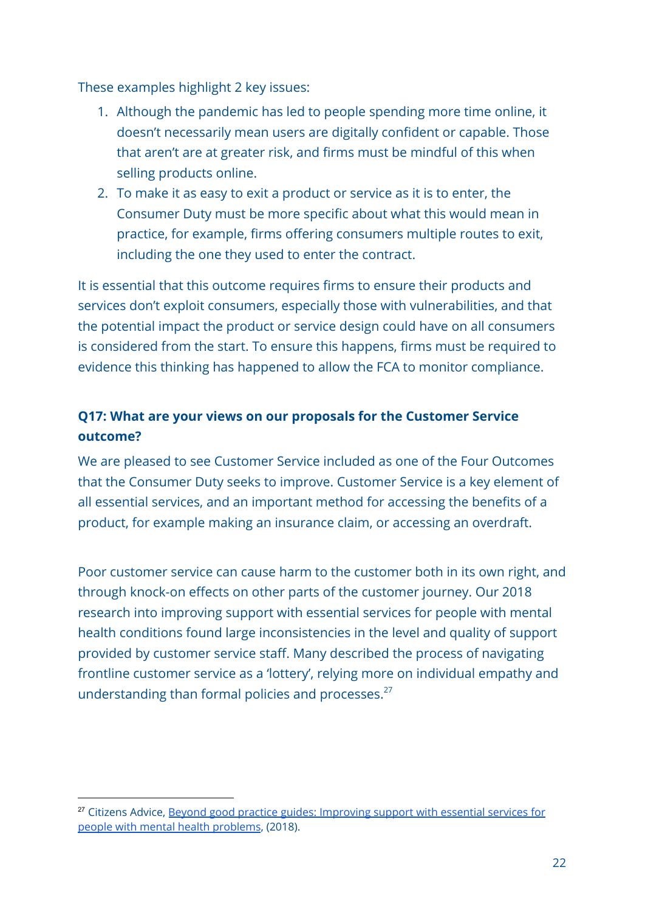These examples highlight 2 key issues:

1. Although the pandemic has led to people spending more time online, it doesn't necessarily mean users are digitally confident or capable. Those that aren't are at greater risk, and firms must be mindful of this when selling products online.
2. To make it as easy to exit a product or service as it is to enter, the Consumer Duty must be more specific about what this would mean in practice, for example, firms offering consumers multiple routes to exit, including the one they used to enter the contract.

It is essential that this outcome requires firms to ensure their products and services don't exploit consumers, especially those with vulnerabilities, and that the potential impact the product or service design could have on all consumers is considered from the start. To ensure this happens, firms must be required to evidence this thinking has happened to allow the FCA to monitor compliance.

### Q17: What are your views on our proposals for the Customer Service outcome?

We are pleased to see Customer Service included as one of the Four Outcomes that the Consumer Duty seeks to improve. Customer Service is a key element of all essential services, and an important method for accessing the benefits of a product, for example making an insurance claim, or accessing an overdraft.

Poor customer service can cause harm to the customer both in its own right, and through knock-on effects on other parts of the customer journey. Our 2018 research into improving support with essential services for people with mental health conditions found large inconsistencies in the level and quality of support provided by customer service staff. Many described the process of navigating frontline customer service as a 'lottery', relying more on individual empathy and understanding than formal policies and processes.[27]

---

[27] Citizens Advice, Beyond good practice guides: Improving support with essential services for people with mental health problems, (2018).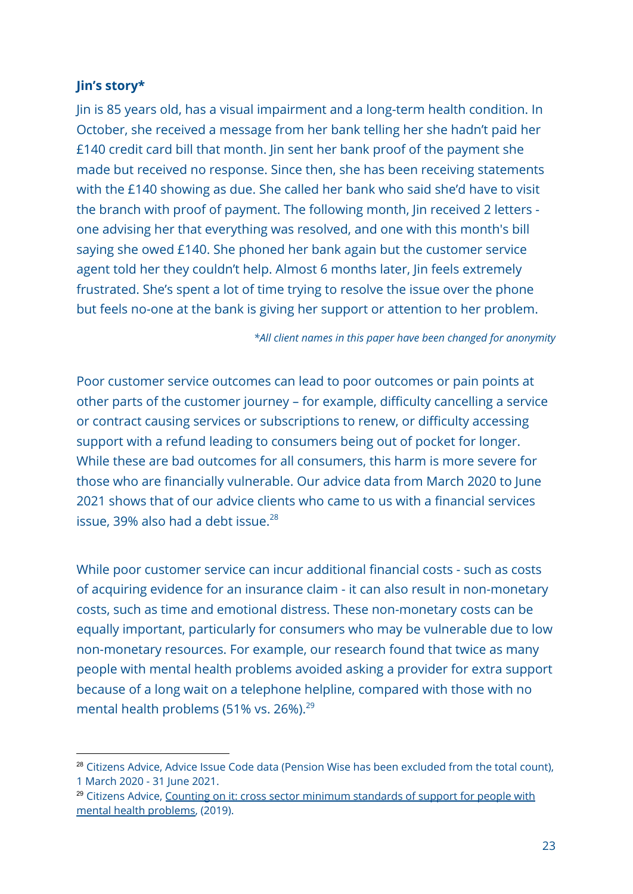**Jin's story***

Jin is 85 years old, has a visual impairment and a long-term health condition. In October, she received a message from her bank telling her she hadn't paid her £140 credit card bill that month. Jin sent her bank proof of the payment she made but received no response. Since then, she has been receiving statements with the £140 showing as due. She called her bank who said she'd have to visit the branch with proof of payment. The following month, Jin received 2 letters - one advising her that everything was resolved, and one with this month's bill saying she owed £140. She phoned her bank again but the customer service agent told her they couldn't help. Almost 6 months later, Jin feels extremely frustrated. She's spent a lot of time trying to resolve the issue over the phone but feels no-one at the bank is giving her support or attention to her problem.

*\*All client names in this paper have been changed for anonymity*

Poor customer service outcomes can lead to poor outcomes or pain points at other parts of the customer journey – for example, difficulty cancelling a service or contract causing services or subscriptions to renew, or difficulty accessing support with a refund leading to consumers being out of pocket for longer. While these are bad outcomes for all consumers, this harm is more severe for those who are financially vulnerable. Our advice data from March 2020 to June 2021 shows that of our advice clients who came to us with a financial services issue, 39% also had a debt issue.[28]

While poor customer service can incur additional financial costs - such as costs of acquiring evidence for an insurance claim - it can also result in non-monetary costs, such as time and emotional distress. These non-monetary costs can be equally important, particularly for consumers who may be vulnerable due to low non-monetary resources. For example, our research found that twice as many people with mental health problems avoided asking a provider for extra support because of a long wait on a telephone helpline, compared with those with no mental health problems (51% vs. 26%).[29]

---

[28] Citizens Advice, Advice Issue Code data (Pension Wise has been excluded from the total count), 1 March 2020 - 31 June 2021.

[29] Citizens Advice, Counting on it: cross sector minimum standards of support for people with mental health problems, (2019).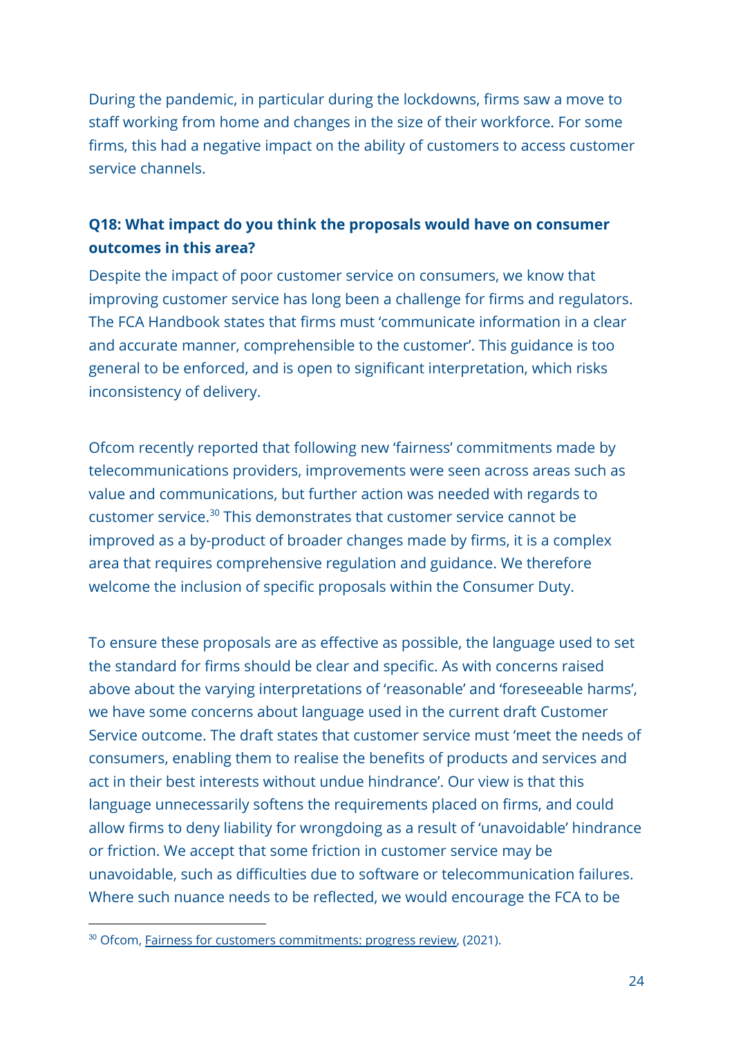During the pandemic, in particular during the lockdowns, firms saw a move to staff working from home and changes in the size of their workforce. For some firms, this had a negative impact on the ability of customers to access customer service channels.

**Q18: What impact do you think the proposals would have on consumer outcomes in this area?**

Despite the impact of poor customer service on consumers, we know that improving customer service has long been a challenge for firms and regulators. The FCA Handbook states that firms must 'communicate information in a clear and accurate manner, comprehensible to the customer'. This guidance is too general to be enforced, and is open to significant interpretation, which risks inconsistency of delivery.

Ofcom recently reported that following new 'fairness' commitments made by telecommunications providers, improvements were seen across areas such as value and communications, but further action was needed with regards to customer service.[30] This demonstrates that customer service cannot be improved as a by-product of broader changes made by firms, it is a complex area that requires comprehensive regulation and guidance. We therefore welcome the inclusion of specific proposals within the Consumer Duty.

To ensure these proposals are as effective as possible, the language used to set the standard for firms should be clear and specific. As with concerns raised above about the varying interpretations of 'reasonable' and 'foreseeable harms', we have some concerns about language used in the current draft Customer Service outcome. The draft states that customer service must 'meet the needs of consumers, enabling them to realise the benefits of products and services and act in their best interests without undue hindrance'. Our view is that this language unnecessarily softens the requirements placed on firms, and could allow firms to deny liability for wrongdoing as a result of 'unavoidable' hindrance or friction. We accept that some friction in customer service may be unavoidable, such as difficulties due to software or telecommunication failures. Where such nuance needs to be reflected, we would encourage the FCA to be

[30] Ofcom, Fairness for customers commitments: progress review, (2021).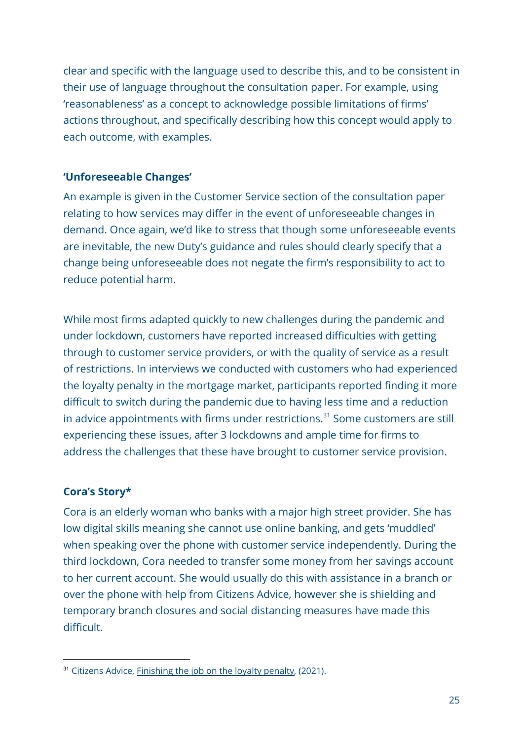clear and specific with the language used to describe this, and to be consistent in their use of language throughout the consultation paper. For example, using 'reasonableness' as a concept to acknowledge possible limitations of firms' actions throughout, and specifically describing how this concept would apply to each outcome, with examples.

**'Unforeseeable Changes'**

An example is given in the Customer Service section of the consultation paper relating to how services may differ in the event of unforeseeable changes in demand. Once again, we'd like to stress that though some unforeseeable events are inevitable, the new Duty's guidance and rules should clearly specify that a change being unforeseeable does not negate the firm's responsibility to act to reduce potential harm.

While most firms adapted quickly to new challenges during the pandemic and under lockdown, customers have reported increased difficulties with getting through to customer service providers, or with the quality of service as a result of restrictions. In interviews we conducted with customers who had experienced the loyalty penalty in the mortgage market, participants reported finding it more difficult to switch during the pandemic due to having less time and a reduction in advice appointments with firms under restrictions.[31] Some customers are still experiencing these issues, after 3 lockdowns and ample time for firms to address the challenges that these have brought to customer service provision.

**Cora's Story***

Cora is an elderly woman who banks with a major high street provider. She has low digital skills meaning she cannot use online banking, and gets 'muddled' when speaking over the phone with customer service independently. During the third lockdown, Cora needed to transfer some money from her savings account to her current account. She would usually do this with assistance in a branch or over the phone with help from Citizens Advice, however she is shielding and temporary branch closures and social distancing measures have made this difficult.

---

[31] Citizens Advice, Finishing the job on the loyalty penalty, (2021).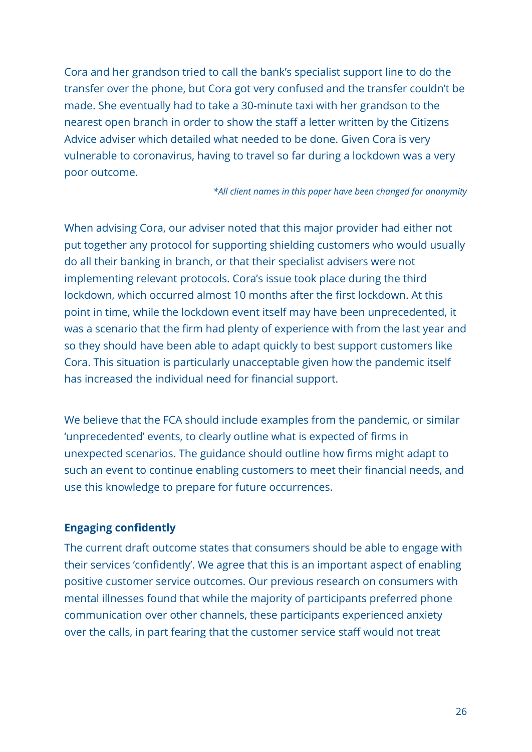Cora and her grandson tried to call the bank's specialist support line to do the transfer over the phone, but Cora got very confused and the transfer couldn't be made. She eventually had to take a 30-minute taxi with her grandson to the nearest open branch in order to show the staff a letter written by the Citizens Advice adviser which detailed what needed to be done. Given Cora is very vulnerable to coronavirus, having to travel so far during a lockdown was a very poor outcome.

*\*All client names in this paper have been changed for anonymity*

When advising Cora, our adviser noted that this major provider had either not put together any protocol for supporting shielding customers who would usually do all their banking in branch, or that their specialist advisers were not implementing relevant protocols. Cora's issue took place during the third lockdown, which occurred almost 10 months after the first lockdown. At this point in time, while the lockdown event itself may have been unprecedented, it was a scenario that the firm had plenty of experience with from the last year and so they should have been able to adapt quickly to best support customers like Cora. This situation is particularly unacceptable given how the pandemic itself has increased the individual need for financial support.

We believe that the FCA should include examples from the pandemic, or similar 'unprecedented' events, to clearly outline what is expected of firms in unexpected scenarios. The guidance should outline how firms might adapt to such an event to continue enabling customers to meet their financial needs, and use this knowledge to prepare for future occurrences.

### Engaging confidently

The current draft outcome states that consumers should be able to engage with their services 'confidently'. We agree that this is an important aspect of enabling positive customer service outcomes. Our previous research on consumers with mental illnesses found that while the majority of participants preferred phone communication over other channels, these participants experienced anxiety over the calls, in part fearing that the customer service staff would not treat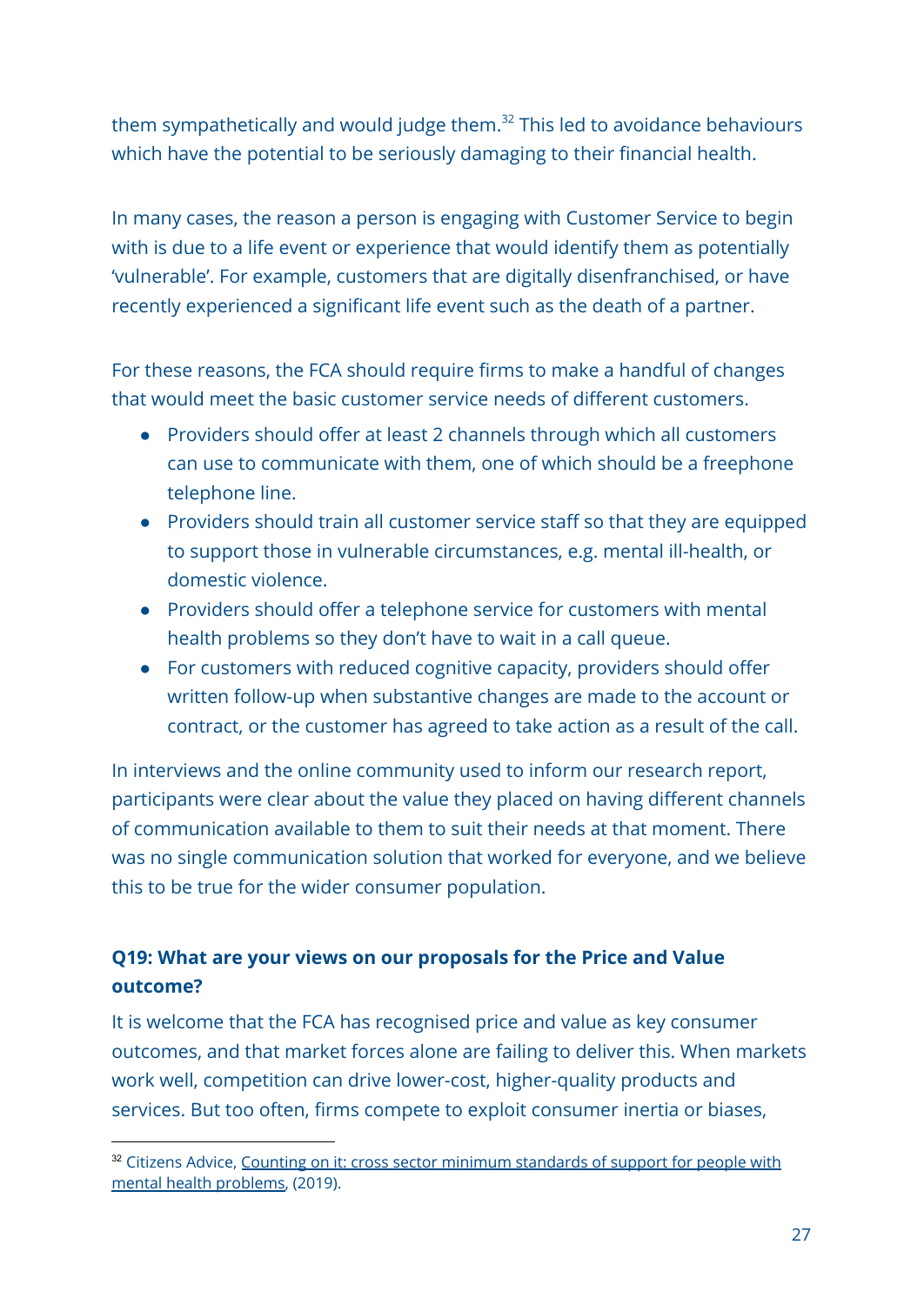them sympathetically and would judge them.[32] This led to avoidance behaviours which have the potential to be seriously damaging to their financial health.

In many cases, the reason a person is engaging with Customer Service to begin with is due to a life event or experience that would identify them as potentially 'vulnerable'. For example, customers that are digitally disenfranchised, or have recently experienced a significant life event such as the death of a partner.

For these reasons, the FCA should require firms to make a handful of changes that would meet the basic customer service needs of different customers.

- Providers should offer at least 2 channels through which all customers can use to communicate with them, one of which should be a freephone telephone line.
- Providers should train all customer service staff so that they are equipped to support those in vulnerable circumstances, e.g. mental ill-health, or domestic violence.
- Providers should offer a telephone service for customers with mental health problems so they don't have to wait in a call queue.
- For customers with reduced cognitive capacity, providers should offer written follow-up when substantive changes are made to the account or contract, or the customer has agreed to take action as a result of the call.

In interviews and the online community used to inform our research report, participants were clear about the value they placed on having different channels of communication available to them to suit their needs at that moment. There was no single communication solution that worked for everyone, and we believe this to be true for the wider consumer population.

**Q19: What are your views on our proposals for the Price and Value outcome?**

It is welcome that the FCA has recognised price and value as key consumer outcomes, and that market forces alone are failing to deliver this. When markets work well, competition can drive lower-cost, higher-quality products and services. But too often, firms compete to exploit consumer inertia or biases,

[32] Citizens Advice, Counting on it: cross sector minimum standards of support for people with mental health problems, (2019).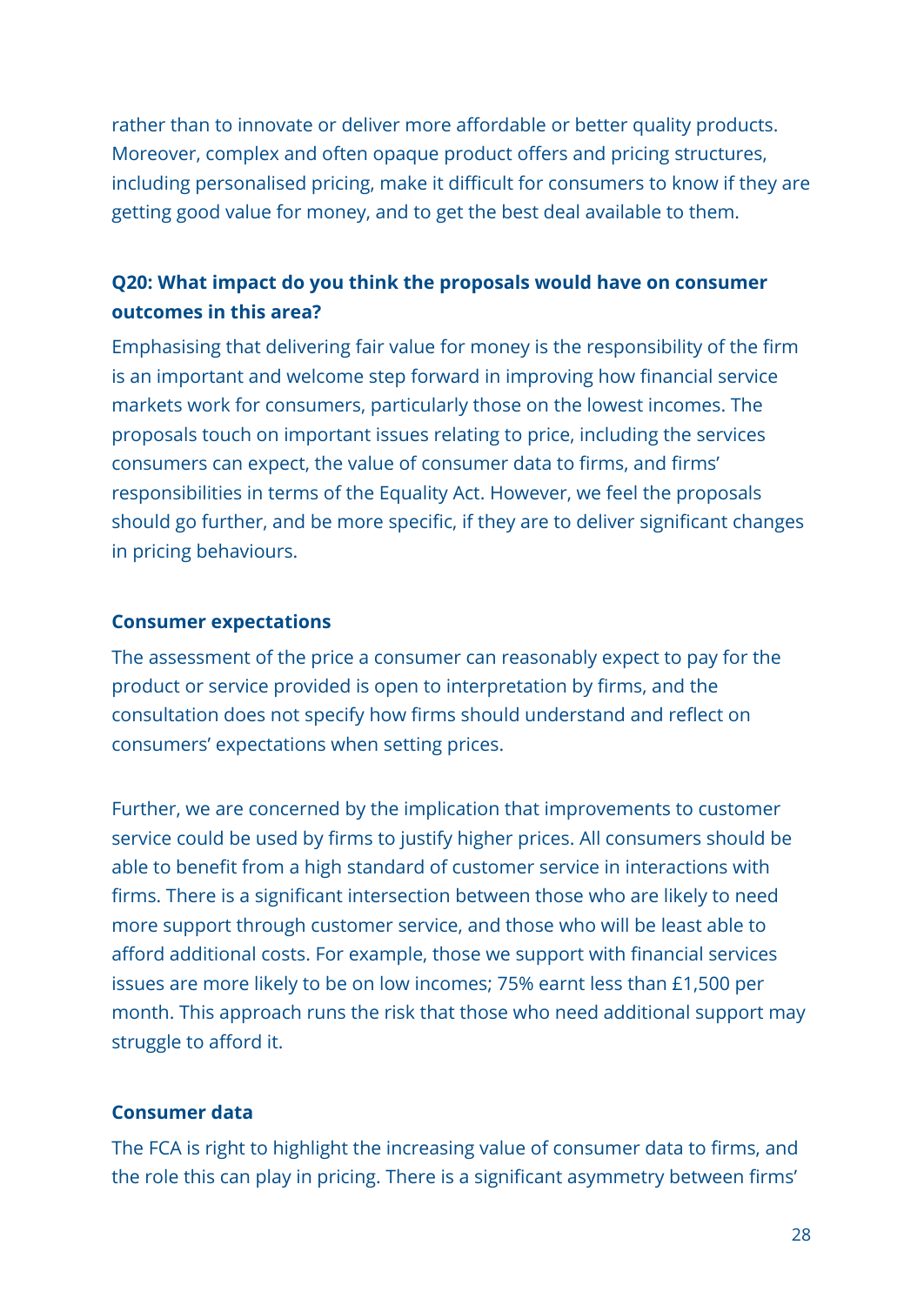rather than to innovate or deliver more affordable or better quality products. Moreover, complex and often opaque product offers and pricing structures, including personalised pricing, make it difficult for consumers to know if they are getting good value for money, and to get the best deal available to them.

**Q20: What impact do you think the proposals would have on consumer outcomes in this area?**

Emphasising that delivering fair value for money is the responsibility of the firm is an important and welcome step forward in improving how financial service markets work for consumers, particularly those on the lowest incomes. The proposals touch on important issues relating to price, including the services consumers can expect, the value of consumer data to firms, and firms' responsibilities in terms of the Equality Act. However, we feel the proposals should go further, and be more specific, if they are to deliver significant changes in pricing behaviours.

**Consumer expectations**

The assessment of the price a consumer can reasonably expect to pay for the product or service provided is open to interpretation by firms, and the consultation does not specify how firms should understand and reflect on consumers' expectations when setting prices.

Further, we are concerned by the implication that improvements to customer service could be used by firms to justify higher prices. All consumers should be able to benefit from a high standard of customer service in interactions with firms. There is a significant intersection between those who are likely to need more support through customer service, and those who will be least able to afford additional costs. For example, those we support with financial services issues are more likely to be on low incomes; 75% earnt less than £1,500 per month. This approach runs the risk that those who need additional support may struggle to afford it.

**Consumer data**

The FCA is right to highlight the increasing value of consumer data to firms, and the role this can play in pricing. There is a significant asymmetry between firms'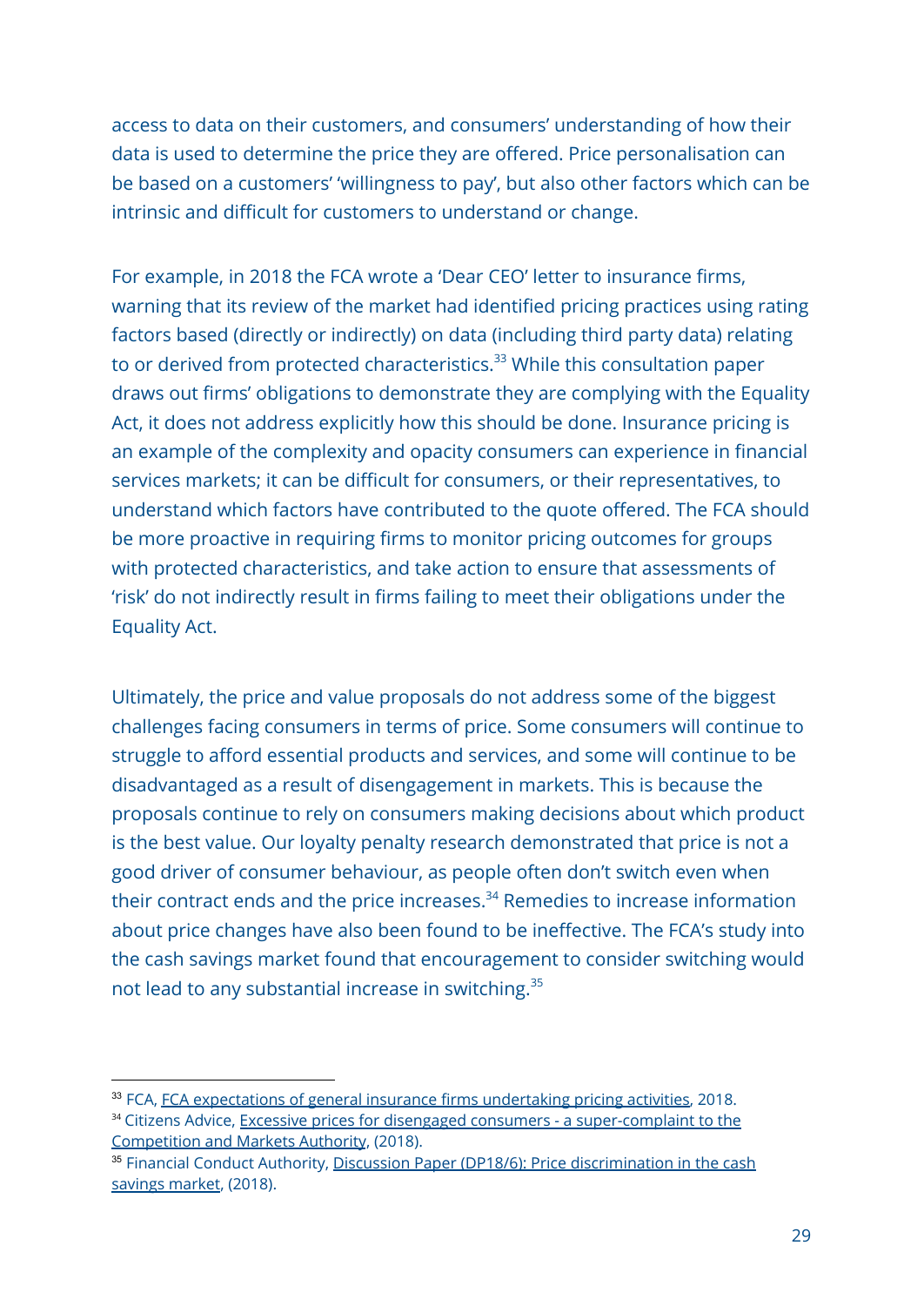access to data on their customers, and consumers' understanding of how their data is used to determine the price they are offered. Price personalisation can be based on a customers' 'willingness to pay', but also other factors which can be intrinsic and difficult for customers to understand or change.

For example, in 2018 the FCA wrote a 'Dear CEO' letter to insurance firms, warning that its review of the market had identified pricing practices using rating factors based (directly or indirectly) on data (including third party data) relating to or derived from protected characteristics.[33] While this consultation paper draws out firms' obligations to demonstrate they are complying with the Equality Act, it does not address explicitly how this should be done. Insurance pricing is an example of the complexity and opacity consumers can experience in financial services markets; it can be difficult for consumers, or their representatives, to understand which factors have contributed to the quote offered. The FCA should be more proactive in requiring firms to monitor pricing outcomes for groups with protected characteristics, and take action to ensure that assessments of 'risk' do not indirectly result in firms failing to meet their obligations under the Equality Act.

Ultimately, the price and value proposals do not address some of the biggest challenges facing consumers in terms of price. Some consumers will continue to struggle to afford essential products and services, and some will continue to be disadvantaged as a result of disengagement in markets. This is because the proposals continue to rely on consumers making decisions about which product is the best value. Our loyalty penalty research demonstrated that price is not a good driver of consumer behaviour, as people often don't switch even when their contract ends and the price increases.[34] Remedies to increase information about price changes have also been found to be ineffective. The FCA's study into the cash savings market found that encouragement to consider switching would not lead to any substantial increase in switching.[35]

---

[33] FCA, FCA expectations of general insurance firms undertaking pricing activities, 2018.

[34] Citizens Advice, Excessive prices for disengaged consumers - a super-complaint to the Competition and Markets Authority, (2018).

[35] Financial Conduct Authority, Discussion Paper (DP18/6): Price discrimination in the cash savings market, (2018).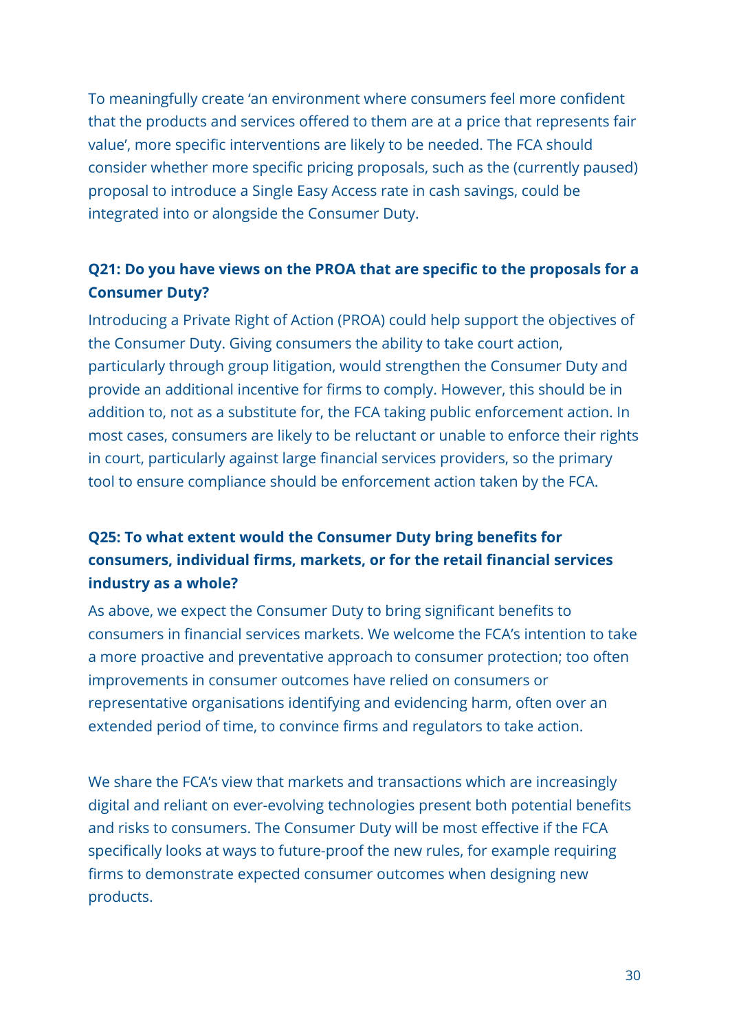To meaningfully create 'an environment where consumers feel more confident that the products and services offered to them are at a price that represents fair value', more specific interventions are likely to be needed. The FCA should consider whether more specific pricing proposals, such as the (currently paused) proposal to introduce a Single Easy Access rate in cash savings, could be integrated into or alongside the Consumer Duty.

**Q21: Do you have views on the PROA that are specific to the proposals for a Consumer Duty?**

Introducing a Private Right of Action (PROA) could help support the objectives of the Consumer Duty. Giving consumers the ability to take court action, particularly through group litigation, would strengthen the Consumer Duty and provide an additional incentive for firms to comply. However, this should be in addition to, not as a substitute for, the FCA taking public enforcement action. In most cases, consumers are likely to be reluctant or unable to enforce their rights in court, particularly against large financial services providers, so the primary tool to ensure compliance should be enforcement action taken by the FCA.

**Q25: To what extent would the Consumer Duty bring benefits for consumers, individual firms, markets, or for the retail financial services industry as a whole?**

As above, we expect the Consumer Duty to bring significant benefits to consumers in financial services markets. We welcome the FCA's intention to take a more proactive and preventative approach to consumer protection; too often improvements in consumer outcomes have relied on consumers or representative organisations identifying and evidencing harm, often over an extended period of time, to convince firms and regulators to take action.

We share the FCA's view that markets and transactions which are increasingly digital and reliant on ever-evolving technologies present both potential benefits and risks to consumers. The Consumer Duty will be most effective if the FCA specifically looks at ways to future-proof the new rules, for example requiring firms to demonstrate expected consumer outcomes when designing new products.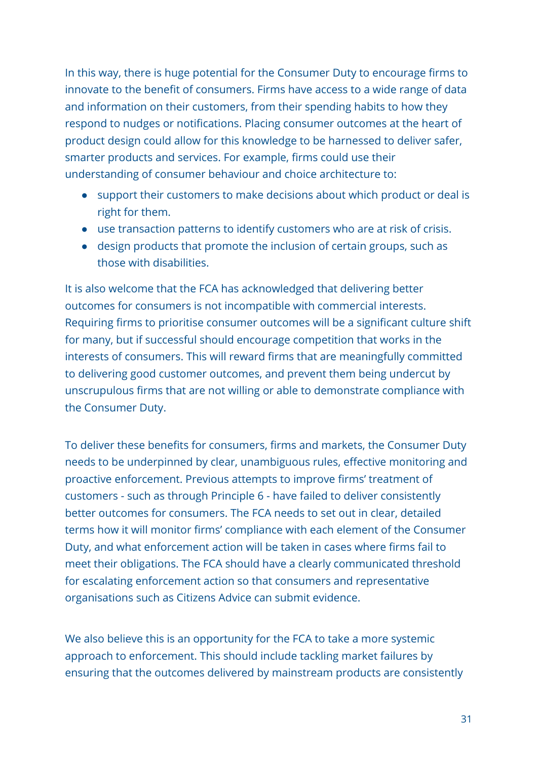In this way, there is huge potential for the Consumer Duty to encourage firms to innovate to the benefit of consumers. Firms have access to a wide range of data and information on their customers, from their spending habits to how they respond to nudges or notifications. Placing consumer outcomes at the heart of product design could allow for this knowledge to be harnessed to deliver safer, smarter products and services. For example, firms could use their understanding of consumer behaviour and choice architecture to:

- support their customers to make decisions about which product or deal is right for them.
- use transaction patterns to identify customers who are at risk of crisis.
- design products that promote the inclusion of certain groups, such as those with disabilities.

It is also welcome that the FCA has acknowledged that delivering better outcomes for consumers is not incompatible with commercial interests. Requiring firms to prioritise consumer outcomes will be a significant culture shift for many, but if successful should encourage competition that works in the interests of consumers. This will reward firms that are meaningfully committed to delivering good customer outcomes, and prevent them being undercut by unscrupulous firms that are not willing or able to demonstrate compliance with the Consumer Duty.

To deliver these benefits for consumers, firms and markets, the Consumer Duty needs to be underpinned by clear, unambiguous rules, effective monitoring and proactive enforcement. Previous attempts to improve firms' treatment of customers - such as through Principle 6 - have failed to deliver consistently better outcomes for consumers. The FCA needs to set out in clear, detailed terms how it will monitor firms' compliance with each element of the Consumer Duty, and what enforcement action will be taken in cases where firms fail to meet their obligations. The FCA should have a clearly communicated threshold for escalating enforcement action so that consumers and representative organisations such as Citizens Advice can submit evidence.

We also believe this is an opportunity for the FCA to take a more systemic approach to enforcement. This should include tackling market failures by ensuring that the outcomes delivered by mainstream products are consistently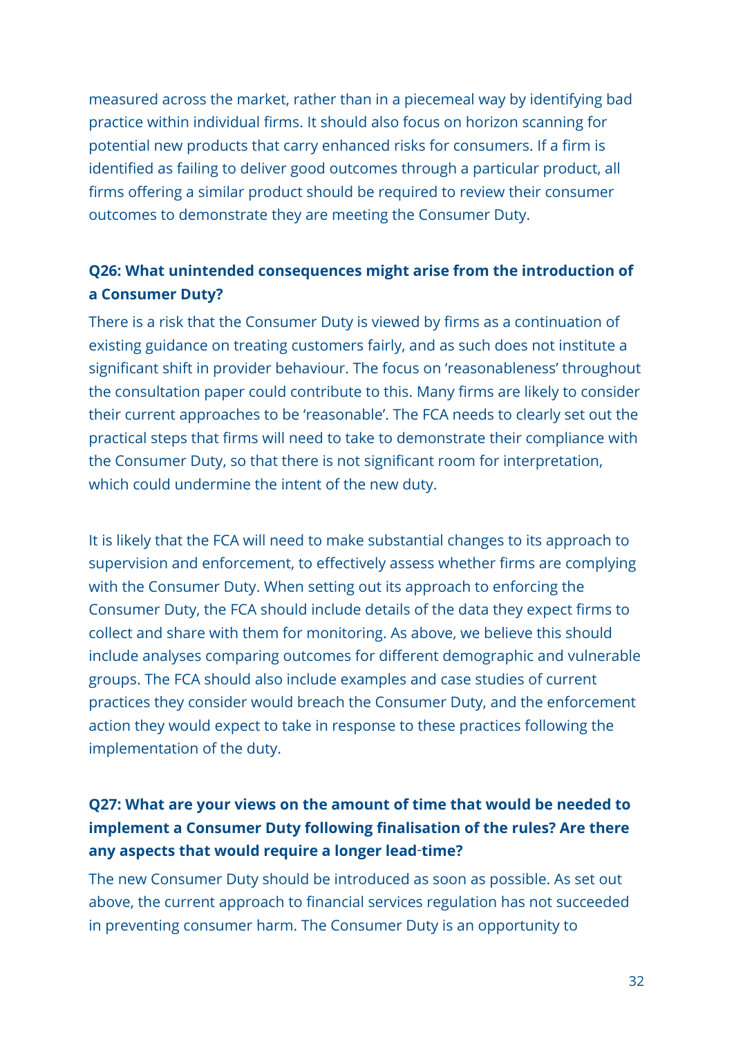measured across the market, rather than in a piecemeal way by identifying bad practice within individual firms. It should also focus on horizon scanning for potential new products that carry enhanced risks for consumers. If a firm is identified as failing to deliver good outcomes through a particular product, all firms offering a similar product should be required to review their consumer outcomes to demonstrate they are meeting the Consumer Duty.

### Q26: What unintended consequences might arise from the introduction of a Consumer Duty?

There is a risk that the Consumer Duty is viewed by firms as a continuation of existing guidance on treating customers fairly, and as such does not institute a significant shift in provider behaviour. The focus on 'reasonableness' throughout the consultation paper could contribute to this. Many firms are likely to consider their current approaches to be 'reasonable'. The FCA needs to clearly set out the practical steps that firms will need to take to demonstrate their compliance with the Consumer Duty, so that there is not significant room for interpretation, which could undermine the intent of the new duty.

It is likely that the FCA will need to make substantial changes to its approach to supervision and enforcement, to effectively assess whether firms are complying with the Consumer Duty. When setting out its approach to enforcing the Consumer Duty, the FCA should include details of the data they expect firms to collect and share with them for monitoring. As above, we believe this should include analyses comparing outcomes for different demographic and vulnerable groups. The FCA should also include examples and case studies of current practices they consider would breach the Consumer Duty, and the enforcement action they would expect to take in response to these practices following the implementation of the duty.

### Q27: What are your views on the amount of time that would be needed to implement a Consumer Duty following finalisation of the rules? Are there any aspects that would require a longer lead-time?

The new Consumer Duty should be introduced as soon as possible. As set out above, the current approach to financial services regulation has not succeeded in preventing consumer harm. The Consumer Duty is an opportunity to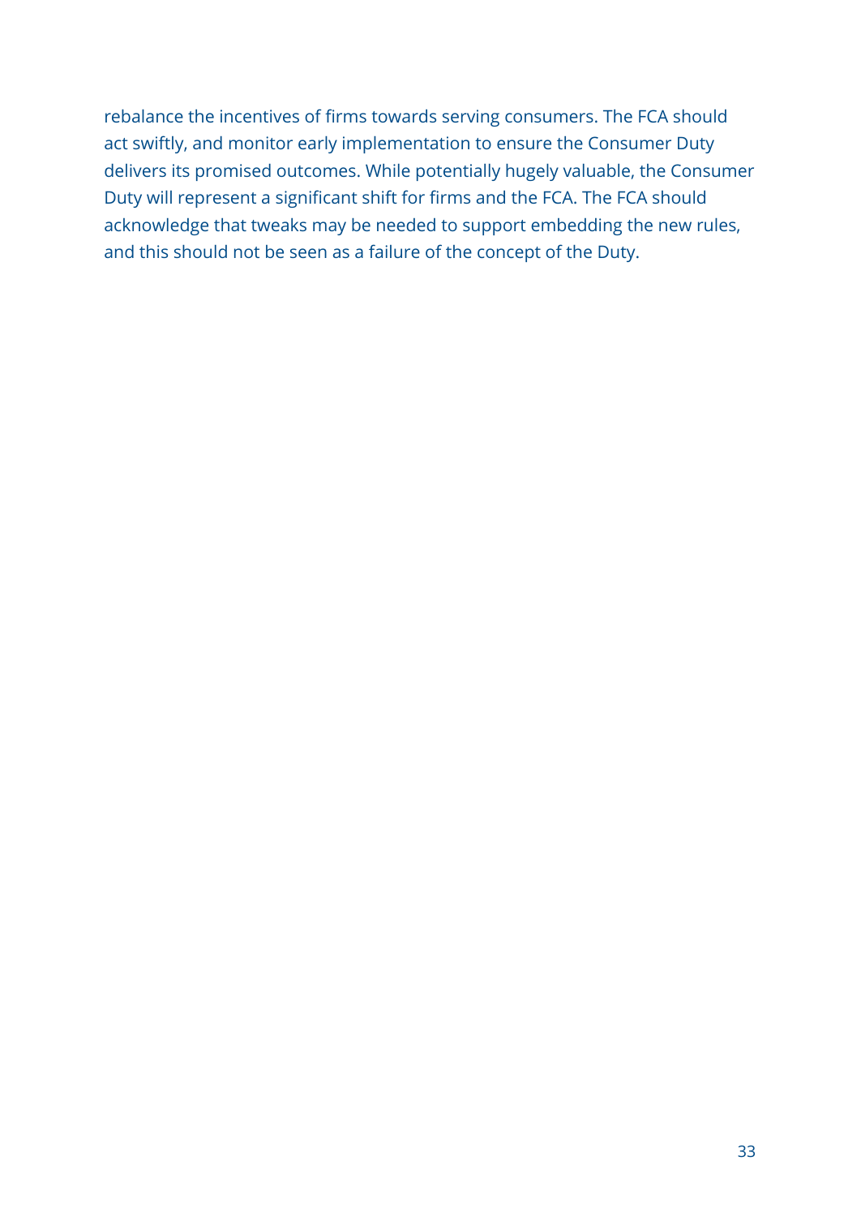rebalance the incentives of firms towards serving consumers. The FCA should act swiftly, and monitor early implementation to ensure the Consumer Duty delivers its promised outcomes. While potentially hugely valuable, the Consumer Duty will represent a significant shift for firms and the FCA. The FCA should acknowledge that tweaks may be needed to support embedding the new rules, and this should not be seen as a failure of the concept of the Duty.